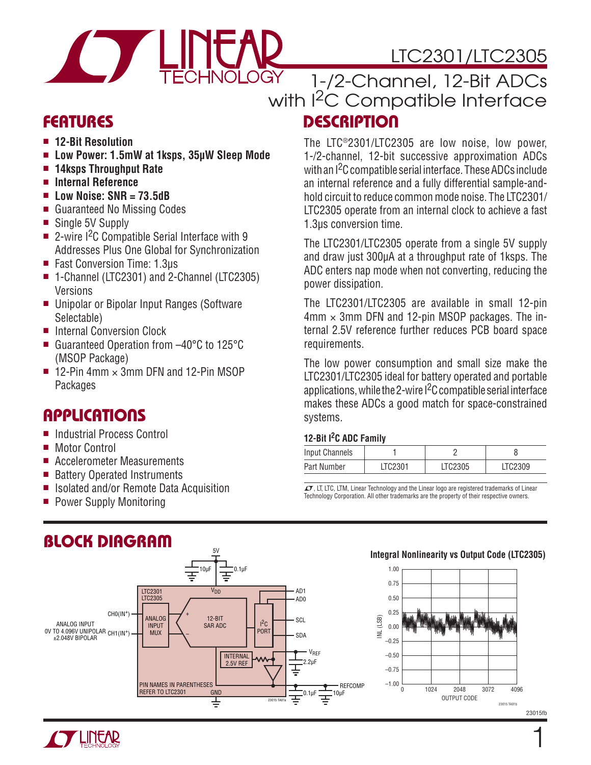# LTC2301/LTC2305

## 1-/2-Channel, 12-Bit ADCs with I²C Compatible Interface

## FEATURES

- **12-Bit Resolution**
- **Low Power: 1.5mW at 1ksps, 35μW Sleep Mode**
- **14ksps Throughput Rate**
- **Internal Reference**
- **Low Noise: SNR = 73.5dB**
- Guaranteed No Missing Codes
- Single 5V Supply
- 2-wire I²C Compatible Serial Interface with 9 Addresses Plus One Global for Synchronization
- Fast Conversion Time: 1.3μs
- 1-Channel (LTC2301) and 2-Channel (LTC2305) Versions
- Unipolar or Bipolar Input Ranges (Software Selectable)
- Internal Conversion Clock
- Guaranteed Operation from –40°C to 125°C (MSOP Package)
- 12-Pin 4mm × 3mm DFN and 12-Pin MSOP Packages

## APPLICATIONS

- Industrial Process Control
- Motor Control
- Accelerometer Measurements
- Battery Operated Instruments
- Isolated and/or Remote Data Acquisition
- Power Supply Monitoring

## DESCRIPTION

The LTC®2301/LTC2305 are low noise, low power, 1-/2-channel, 12-bit successive approximation ADCs with an I²C compatible serial interface. These ADCs include an internal reference and a fully differential sample-and-hold circuit to reduce common mode noise. The LTC2301/LTC2305 operate from an internal clock to achieve a fast 1.3μs conversion time.

The LTC2301/LTC2305 operate from a single 5V supply and draw just 300μA at a throughput rate of 1ksps. The ADC enters nap mode when not converting, reducing the power dissipation.

The LTC2301/LTC2305 are available in small 12-pin 4mm × 3mm DFN and 12-pin MSOP packages. The internal 2.5V reference further reduces PCB board space requirements.

The low power consumption and small size make the LTC2301/LTC2305 ideal for battery operated and portable applications, while the 2-wire I²C compatible serial interface makes these ADCs a good match for space-constrained systems.

**12-Bit I²C ADC Family**

| Input Channels | 1 | 2 | 8 |
|---|---|---|---|
| Part Number | LTC2301 | LTC2305 | LTC2309 |

LT, LTC, LTM, Linear Technology and the Linear logo are registered trademarks of Linear Technology Corporation. All other trademarks are the property of their respective owners.

## BLOCK DIAGRAM

**Integral Nonlinearity vs Output Code (LTC2305)**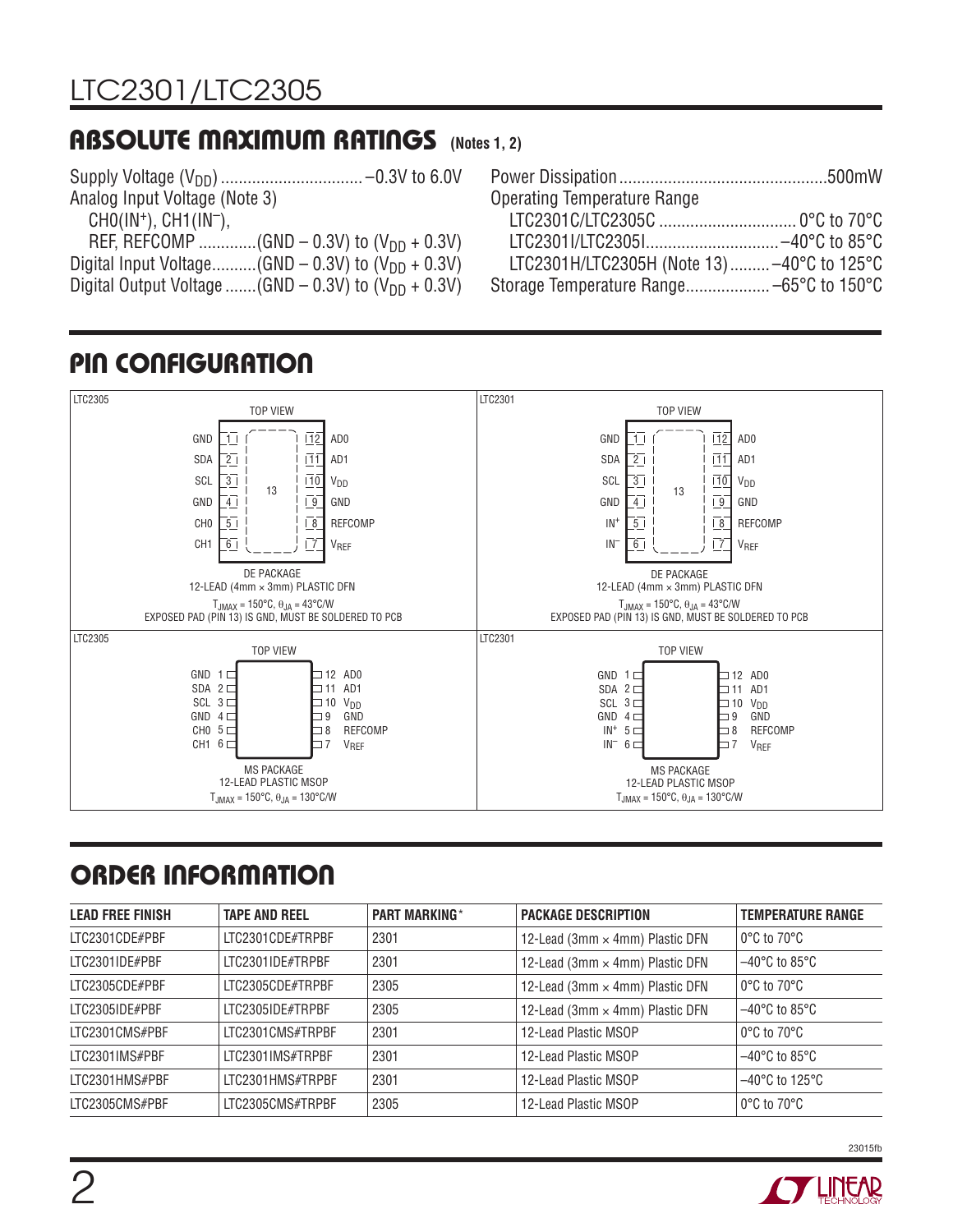## ABSOLUTE MAXIMUM RATINGS (Notes 1, 2)

Supply Voltage ($V_{DD}$) ................................ –0.3V to 6.0V
Analog Input Voltage (Note 3)
CH0($IN^+$), CH1($IN^–$),
REF, REFCOMP .............(GND – 0.3V) to ($V_{DD}$ + 0.3V)
Digital Input Voltage..........(GND – 0.3V) to ($V_{DD}$ + 0.3V)
Digital Output Voltage .......(GND – 0.3V) to ($V_{DD}$ + 0.3V)
Power Dissipation ...............................................500mW
Operating Temperature Range
LTC2301C/LTC2305C ............................... 0°C to 70°C
LTC2301I/LTC2305I..............................–40°C to 85°C
LTC2301H/LTC2305H (Note 13).........–40°C to 125°C
Storage Temperature Range...................–65°C to 150°C

## PIN CONFIGURATION

**LTC2305** — TOP VIEW

| Pin | Name | Pin | Name |
|---|---|---|---|
| 1 | GND | 12 | AD0 |
| 2 | SDA | 11 | AD1 |
| 3 | SCL | 10 | $V_{DD}$ |
| 4 | GND | 9 | GND |
| 5 | CH0 | 8 | REFCOMP |
| 6 | CH1 | 7 | $V_{REF}$ |

Exposed pad: 13

DE PACKAGE
12-LEAD (4mm × 3mm) PLASTIC DFN
$T_{JMAX}$ = 150°C, $\theta_{JA}$ = 43°C/W
EXPOSED PAD (PIN 13) IS GND, MUST BE SOLDERED TO PCB

**LTC2301** — TOP VIEW

| Pin | Name | Pin | Name |
|---|---|---|---|
| 1 | GND | 12 | AD0 |
| 2 | SDA | 11 | AD1 |
| 3 | SCL | 10 | $V_{DD}$ |
| 4 | GND | 9 | GND |
| 5 | $IN^+$ | 8 | REFCOMP |
| 6 | $IN^–$ | 7 | $V_{REF}$ |

Exposed pad: 13

DE PACKAGE
12-LEAD (4mm × 3mm) PLASTIC DFN
$T_{JMAX}$ = 150°C, $\theta_{JA}$ = 43°C/W
EXPOSED PAD (PIN 13) IS GND, MUST BE SOLDERED TO PCB

**LTC2305** — TOP VIEW

| Pin | Name | Pin | Name |
|---|---|---|---|
| 1 | GND | 12 | AD0 |
| 2 | SDA | 11 | AD1 |
| 3 | SCL | 10 | $V_{DD}$ |
| 4 | GND | 9 | GND |
| 5 | CH0 | 8 | REFCOMP |
| 6 | CH1 | 7 | $V_{REF}$ |

MS PACKAGE
12-LEAD PLASTIC MSOP
$T_{JMAX}$ = 150°C, $\theta_{JA}$ = 130°C/W

**LTC2301** — TOP VIEW

| Pin | Name | Pin | Name |
|---|---|---|---|
| 1 | GND | 12 | AD0 |
| 2 | SDA | 11 | AD1 |
| 3 | SCL | 10 | $V_{DD}$ |
| 4 | GND | 9 | GND |
| 5 | $IN^+$ | 8 | REFCOMP |
| 6 | $IN^–$ | 7 | $V_{REF}$ |

MS PACKAGE
12-LEAD PLASTIC MSOP
$T_{JMAX}$ = 150°C, $\theta_{JA}$ = 130°C/W

## ORDER INFORMATION

| LEAD FREE FINISH | TAPE AND REEL | PART MARKING* | PACKAGE DESCRIPTION | TEMPERATURE RANGE |
|---|---|---|---|---|
| LTC2301CDE#PBF | LTC2301CDE#TRPBF | 2301 | 12-Lead (3mm × 4mm) Plastic DFN | 0°C to 70°C |
| LTC2301IDE#PBF | LTC2301IDE#TRPBF | 2301 | 12-Lead (3mm × 4mm) Plastic DFN | –40°C to 85°C |
| LTC2305CDE#PBF | LTC2305CDE#TRPBF | 2305 | 12-Lead (3mm × 4mm) Plastic DFN | 0°C to 70°C |
| LTC2305IDE#PBF | LTC2305IDE#TRPBF | 2305 | 12-Lead (3mm × 4mm) Plastic DFN | –40°C to 85°C |
| LTC2301CMS#PBF | LTC2301CMS#TRPBF | 2301 | 12-Lead Plastic MSOP | 0°C to 70°C |
| LTC2301IMS#PBF | LTC2301IMS#TRPBF | 2301 | 12-Lead Plastic MSOP | –40°C to 85°C |
| LTC2301HMS#PBF | LTC2301HMS#TRPBF | 2301 | 12-Lead Plastic MSOP | –40°C to 125°C |
| LTC2305CMS#PBF | LTC2305CMS#TRPBF | 2305 | 12-Lead Plastic MSOP | 0°C to 70°C |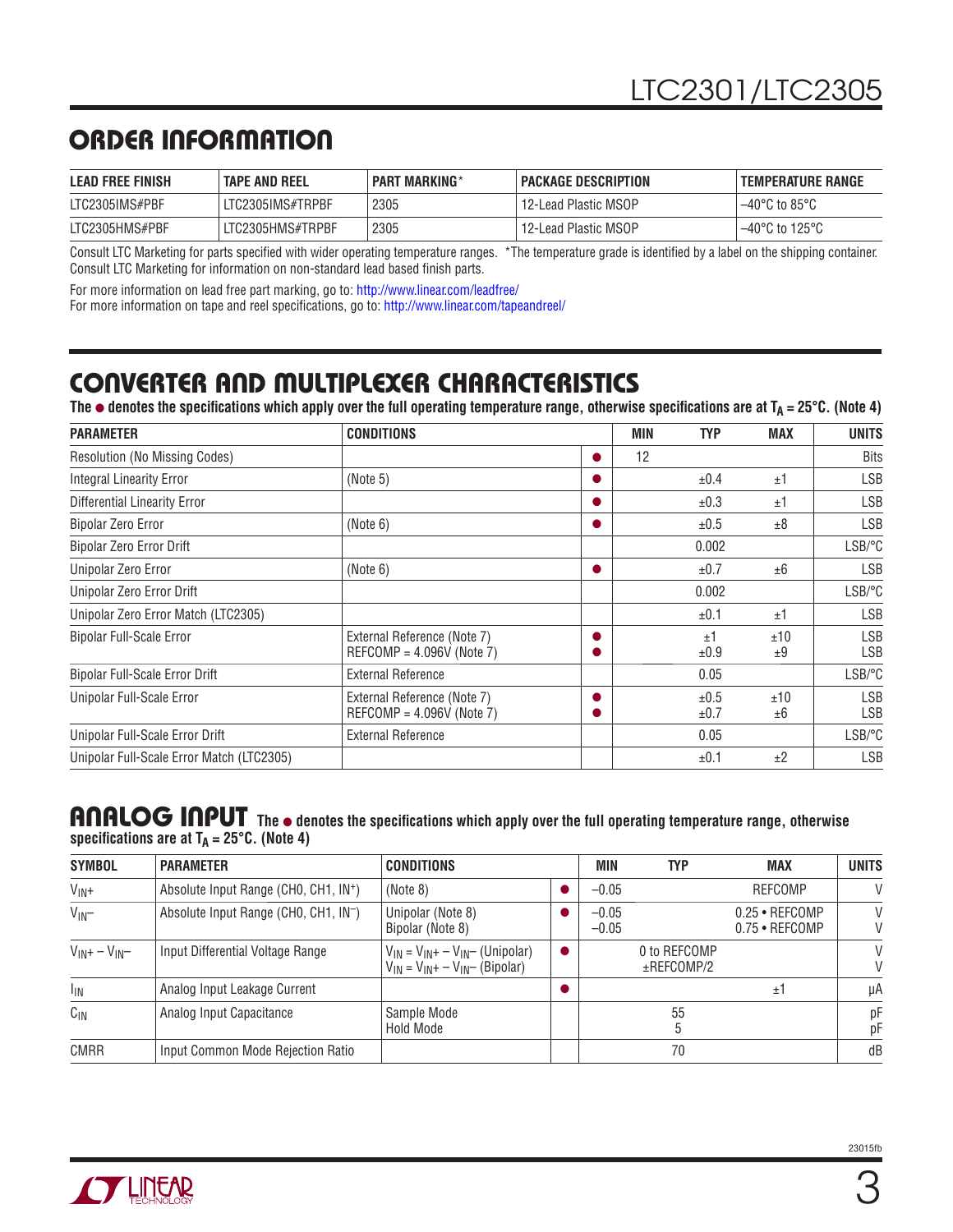## ORDER INFORMATION

| LEAD FREE FINISH | TAPE AND REEL | PART MARKING* | PACKAGE DESCRIPTION | TEMPERATURE RANGE |
|---|---|---|---|---|
| LTC2305IMS#PBF | LTC2305IMS#TRPBF | 2305 | 12-Lead Plastic MSOP | –40°C to 85°C |
| LTC2305HMS#PBF | LTC2305HMS#TRPBF | 2305 | 12-Lead Plastic MSOP | –40°C to 125°C |

Consult LTC Marketing for parts specified with wider operating temperature ranges. *The temperature grade is identified by a label on the shipping container.
Consult LTC Marketing for information on non-standard lead based finish parts.

For more information on lead free part marking, go to: http://www.linear.com/leadfree/
For more information on tape and reel specifications, go to: http://www.linear.com/tapeandreel/

## CONVERTER AND MULTIPLEXER CHARACTERISTICS

**The ● denotes the specifications which apply over the full operating temperature range, otherwise specifications are at $T_A = 25°C$. (Note 4)**

| PARAMETER | CONDITIONS | | MIN | TYP | MAX | UNITS |
|---|---|---|---|---|---|---|
| Resolution (No Missing Codes) | | ● | 12 | | | Bits |
| Integral Linearity Error | (Note 5) | ● | | ±0.4 | ±1 | LSB |
| Differential Linearity Error | | ● | | ±0.3 | ±1 | LSB |
| Bipolar Zero Error | (Note 6) | ● | | ±0.5 | ±8 | LSB |
| Bipolar Zero Error Drift | | | | 0.002 | | LSB/°C |
| Unipolar Zero Error | (Note 6) | ● | | ±0.7 | ±6 | LSB |
| Unipolar Zero Error Drift | | | | 0.002 | | LSB/°C |
| Unipolar Zero Error Match (LTC2305) | | | | ±0.1 | ±1 | LSB |
| Bipolar Full-Scale Error | External Reference (Note 7)<br>REFCOMP = 4.096V (Note 7) | ●<br>● | | ±1<br>±0.9 | ±10<br>±9 | LSB<br>LSB |
| Bipolar Full-Scale Error Drift | External Reference | | | 0.05 | | LSB/°C |
| Unipolar Full-Scale Error | External Reference (Note 7)<br>REFCOMP = 4.096V (Note 7) | ●<br>● | | ±0.5<br>±0.7 | ±10<br>±6 | LSB<br>LSB |
| Unipolar Full-Scale Error Drift | External Reference | | | 0.05 | | LSB/°C |
| Unipolar Full-Scale Error Match (LTC2305) | | | | ±0.1 | ±2 | LSB |

## ANALOG INPUT

**The ● denotes the specifications which apply over the full operating temperature range, otherwise specifications are at $T_A = 25°C$. (Note 4)**

| SYMBOL | PARAMETER | CONDITIONS | | MIN | TYP | MAX | UNITS |
|---|---|---|---|---|---|---|---|
| $V_{IN+}$ | Absolute Input Range (CH0, CH1, $IN^+$) | (Note 8) | ● | –0.05 | | REFCOMP | V |
| $V_{IN-}$ | Absolute Input Range (CH0, CH1, $IN^-$) | Unipolar (Note 8)<br>Bipolar (Note 8) | ● | –0.05<br>–0.05 | | 0.25 • REFCOMP<br>0.75 • REFCOMP | V<br>V |
| $V_{IN+} – V_{IN-}$ | Input Differential Voltage Range | $V_{IN} = V_{IN+} – V_{IN-}$ (Unipolar)<br>$V_{IN} = V_{IN+} – V_{IN-}$ (Bipolar) | ● | | 0 to REFCOMP<br>±REFCOMP/2 | | V<br>V |
| $I_{IN}$ | Analog Input Leakage Current | | ● | | | ±1 | µA |
| $C_{IN}$ | Analog Input Capacitance | Sample Mode<br>Hold Mode | | | 55<br>5 | | pF<br>pF |
| CMRR | Input Common Mode Rejection Ratio | | | | 70 | | dB |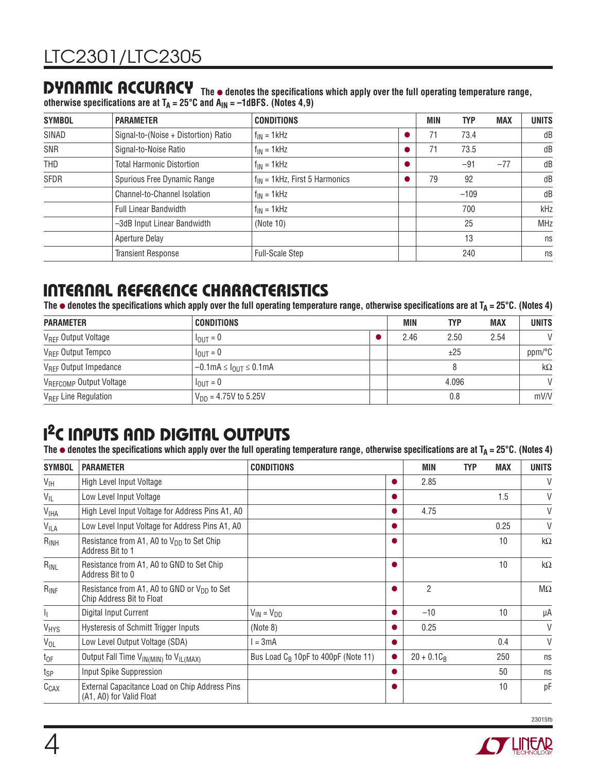## DYNAMIC ACCURACY

**The ● denotes the specifications which apply over the full operating temperature range, otherwise specifications are at $T_A = 25°C$ and $A_{IN} = –1dBFS$. (Notes 4,9)**

| SYMBOL | PARAMETER | CONDITIONS | | MIN | TYP | MAX | UNITS |
|---|---|---|---|---|---|---|---|
| SINAD | Signal-to-(Noise + Distortion) Ratio | $f_{IN}$ = 1kHz | ● | 71 | 73.4 | | dB |
| SNR | Signal-to-Noise Ratio | $f_{IN}$ = 1kHz | ● | 71 | 73.5 | | dB |
| THD | Total Harmonic Distortion | $f_{IN}$ = 1kHz | ● | | –91 | –77 | dB |
| SFDR | Spurious Free Dynamic Range | $f_{IN}$ = 1kHz, First 5 Harmonics | ● | 79 | 92 | | dB |
| | Channel-to-Channel Isolation | $f_{IN}$ = 1kHz | | | –109 | | dB |
| | Full Linear Bandwidth | $f_{IN}$ = 1kHz | | | 700 | | kHz |
| | –3dB Input Linear Bandwidth | (Note 10) | | | 25 | | MHz |
| | Aperture Delay | | | | 13 | | ns |
| | Transient Response | Full-Scale Step | | | 240 | | ns |

## INTERNAL REFERENCE CHARACTERISTICS

**The ● denotes the specifications which apply over the full operating temperature range, otherwise specifications are at $T_A = 25°C$. (Notes 4)**

| PARAMETER | CONDITIONS | | MIN | TYP | MAX | UNITS |
|---|---|---|---|---|---|---|
| $V_{REF}$ Output Voltage | $I_{OUT} = 0$ | ● | 2.46 | 2.50 | 2.54 | V |
| $V_{REF}$ Output Tempco | $I_{OUT} = 0$ | | | ±25 | | ppm/°C |
| $V_{REF}$ Output Impedance | $–0.1mA \le I_{OUT} \le 0.1mA$ | | | 8 | | kΩ |
| $V_{REFCOMP}$ Output Voltage | $I_{OUT} = 0$ | | | 4.096 | | V |
| $V_{REF}$ Line Regulation | $V_{DD}$ = 4.75V to 5.25V | | | 0.8 | | mV/V |

## I²C INPUTS AND DIGITAL OUTPUTS

**The ● denotes the specifications which apply over the full operating temperature range, otherwise specifications are at $T_A = 25°C$. (Notes 4)**

| SYMBOL | PARAMETER | CONDITIONS | | MIN | TYP | MAX | UNITS |
|---|---|---|---|---|---|---|---|
| $V_{IH}$ | High Level Input Voltage | | ● | 2.85 | | | V |
| $V_{IL}$ | Low Level Input Voltage | | ● | | | 1.5 | V |
| $V_{IHA}$ | High Level Input Voltage for Address Pins A1, A0 | | ● | 4.75 | | | V |
| $V_{ILA}$ | Low Level Input Voltage for Address Pins A1, A0 | | ● | | | 0.25 | V |
| $R_{INH}$ | Resistance from A1, A0 to $V_{DD}$ to Set Chip Address Bit to 1 | | ● | | | 10 | kΩ |
| $R_{INL}$ | Resistance from A1, A0 to GND to Set Chip Address Bit to 0 | | ● | | | 10 | kΩ |
| $R_{INF}$ | Resistance from A1, A0 to GND or $V_{DD}$ to Set Chip Address Bit to Float | | ● | 2 | | | MΩ |
| $I_I$ | Digital Input Current | $V_{IN} = V_{DD}$ | ● | –10 | | 10 | µA |
| $V_{HYS}$ | Hysteresis of Schmitt Trigger Inputs | (Note 8) | ● | 0.25 | | | V |
| $V_{OL}$ | Low Level Output Voltage (SDA) | I = 3mA | ● | | | 0.4 | V |
| $t_{OF}$ | Output Fall Time $V_{IN(MIN)}$ to $V_{IL(MAX)}$ | Bus Load $C_B$ 10pF to 400pF (Note 11) | ● | $20 + 0.1C_B$ | | 250 | ns |
| $t_{SP}$ | Input Spike Suppression | | ● | | | 50 | ns |
| $C_{CAX}$ | External Capacitance Load on Chip Address Pins (A1, A0) for Valid Float | | ● | | | 10 | pF |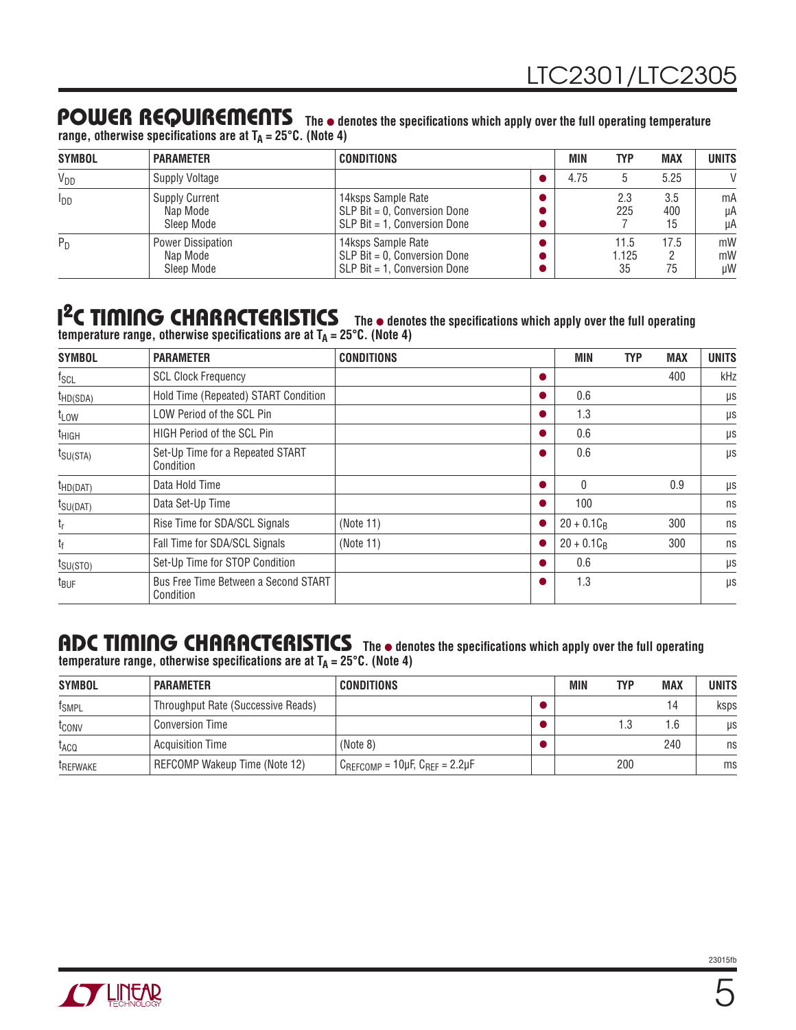## POWER REQUIREMENTS

The ● denotes the specifications which apply over the full operating temperature range, otherwise specifications are at $T_A = 25°C$. (Note 4)

| SYMBOL | PARAMETER | CONDITIONS | | MIN | TYP | MAX | UNITS |
|---|---|---|---|---|---|---|---|
| $V_{DD}$ | Supply Voltage | | ● | 4.75 | 5 | 5.25 | V |
| $I_{DD}$ | Supply Current | 14ksps Sample Rate | ● | | 2.3 | 3.5 | mA |
| | Nap Mode | SLP Bit = 0, Conversion Done | ● | | 225 | 400 | µA |
| | Sleep Mode | SLP Bit = 1, Conversion Done | ● | | 7 | 15 | µA |
| $P_D$ | Power Dissipation | 14ksps Sample Rate | ● | | 11.5 | 17.5 | mW |
| | Nap Mode | SLP Bit = 0, Conversion Done | ● | | 1.125 | 2 | mW |
| | Sleep Mode | SLP Bit = 1, Conversion Done | ● | | 35 | 75 | µW |

## I²C TIMING CHARACTERISTICS

The ● denotes the specifications which apply over the full operating temperature range, otherwise specifications are at $T_A = 25°C$. (Note 4)

| SYMBOL | PARAMETER | CONDITIONS | | MIN | TYP | MAX | UNITS |
|---|---|---|---|---|---|---|---|
| $f_{SCL}$ | SCL Clock Frequency | | ● | | | 400 | kHz |
| $t_{HD(SDA)}$ | Hold Time (Repeated) START Condition | | ● | 0.6 | | | µs |
| $t_{LOW}$ | LOW Period of the SCL Pin | | ● | 1.3 | | | µs |
| $t_{HIGH}$ | HIGH Period of the SCL Pin | | ● | 0.6 | | | µs |
| $t_{SU(STA)}$ | Set-Up Time for a Repeated START Condition | | ● | 0.6 | | | µs |
| $t_{HD(DAT)}$ | Data Hold Time | | ● | 0 | | 0.9 | µs |
| $t_{SU(DAT)}$ | Data Set-Up Time | | ● | 100 | | | ns |
| $t_r$ | Rise Time for SDA/SCL Signals | (Note 11) | ● | $20 + 0.1C_B$ | | 300 | ns |
| $t_f$ | Fall Time for SDA/SCL Signals | (Note 11) | ● | $20 + 0.1C_B$ | | 300 | ns |
| $t_{SU(STO)}$ | Set-Up Time for STOP Condition | | ● | 0.6 | | | µs |
| $t_{BUF}$ | Bus Free Time Between a Second START Condition | | ● | 1.3 | | | µs |

## ADC TIMING CHARACTERISTICS

The ● denotes the specifications which apply over the full operating temperature range, otherwise specifications are at $T_A = 25°C$. (Note 4)

| SYMBOL | PARAMETER | CONDITIONS | | MIN | TYP | MAX | UNITS |
|---|---|---|---|---|---|---|---|
| $f_{SMPL}$ | Throughput Rate (Successive Reads) | | ● | | | 14 | ksps |
| $t_{CONV}$ | Conversion Time | | ● | | 1.3 | 1.6 | µs |
| $t_{ACQ}$ | Acquisition Time | (Note 8) | ● | | | 240 | ns |
| $t_{REFWAKE}$ | REFCOMP Wakeup Time (Note 12) | $C_{REFCOMP} = 10µF$, $C_{REF} = 2.2µF$ | | | 200 | | ms |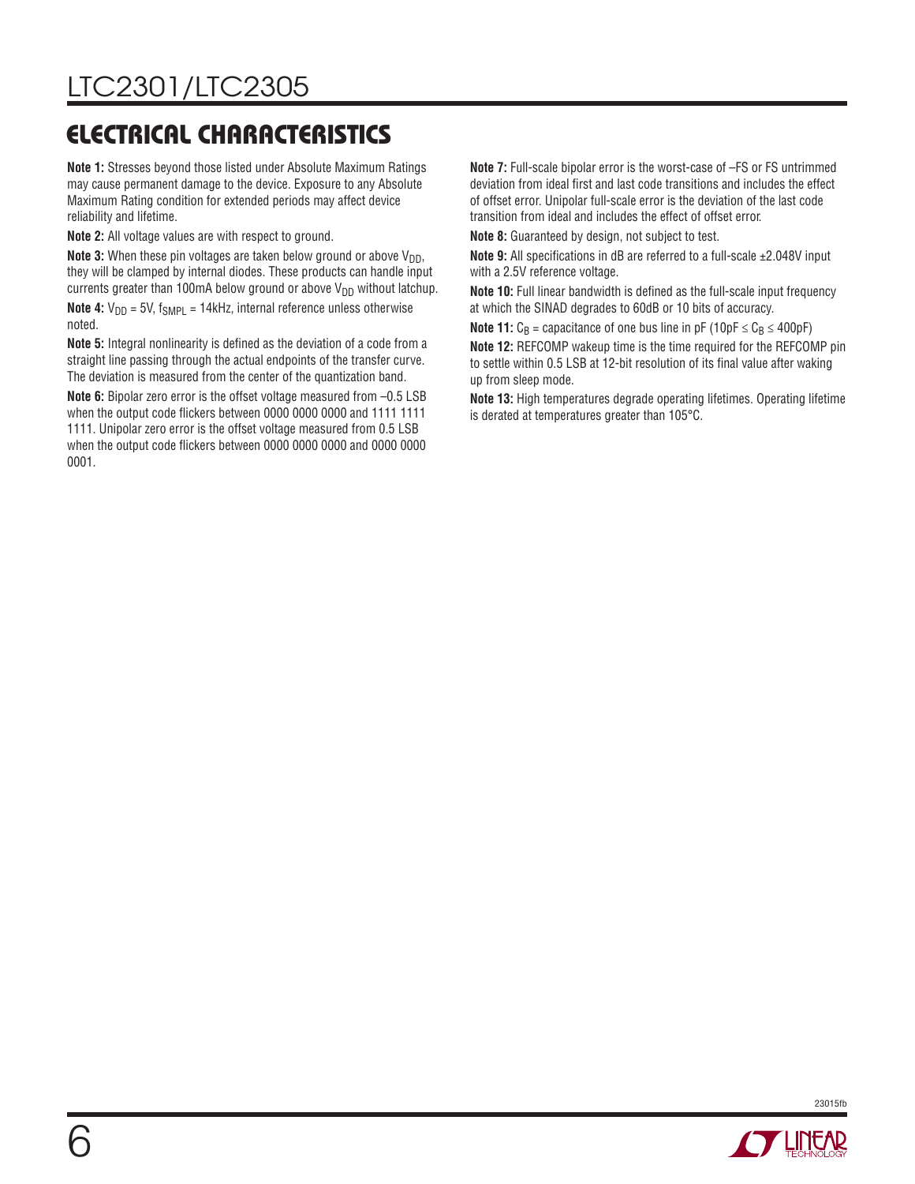## ELECTRICAL CHARACTERISTICS

**Note 1:** Stresses beyond those listed under Absolute Maximum Ratings may cause permanent damage to the device. Exposure to any Absolute Maximum Rating condition for extended periods may affect device reliability and lifetime.

**Note 2:** All voltage values are with respect to ground.

**Note 3:** When these pin voltages are taken below ground or above $V_{DD}$, they will be clamped by internal diodes. These products can handle input currents greater than 100mA below ground or above $V_{DD}$ without latchup.

**Note 4:** $V_{DD}$ = 5V, $f_{SMPL}$ = 14kHz, internal reference unless otherwise noted.

**Note 5:** Integral nonlinearity is defined as the deviation of a code from a straight line passing through the actual endpoints of the transfer curve. The deviation is measured from the center of the quantization band.

**Note 6:** Bipolar zero error is the offset voltage measured from –0.5 LSB when the output code flickers between 0000 0000 0000 and 1111 1111 1111. Unipolar zero error is the offset voltage measured from 0.5 LSB when the output code flickers between 0000 0000 0000 and 0000 0000 0001.

**Note 7:** Full-scale bipolar error is the worst-case of –FS or FS untrimmed deviation from ideal first and last code transitions and includes the effect of offset error. Unipolar full-scale error is the deviation of the last code transition from ideal and includes the effect of offset error.

**Note 8:** Guaranteed by design, not subject to test.

**Note 9:** All specifications in dB are referred to a full-scale ±2.048V input with a 2.5V reference voltage.

**Note 10:** Full linear bandwidth is defined as the full-scale input frequency at which the SINAD degrades to 60dB or 10 bits of accuracy.

**Note 11:** $C_B$ = capacitance of one bus line in pF (10pF ≤ $C_B$ ≤ 400pF)

**Note 12:** REFCOMP wakeup time is the time required for the REFCOMP pin to settle within 0.5 LSB at 12-bit resolution of its final value after waking up from sleep mode.

**Note 13:** High temperatures degrade operating lifetimes. Operating lifetime is derated at temperatures greater than 105°C.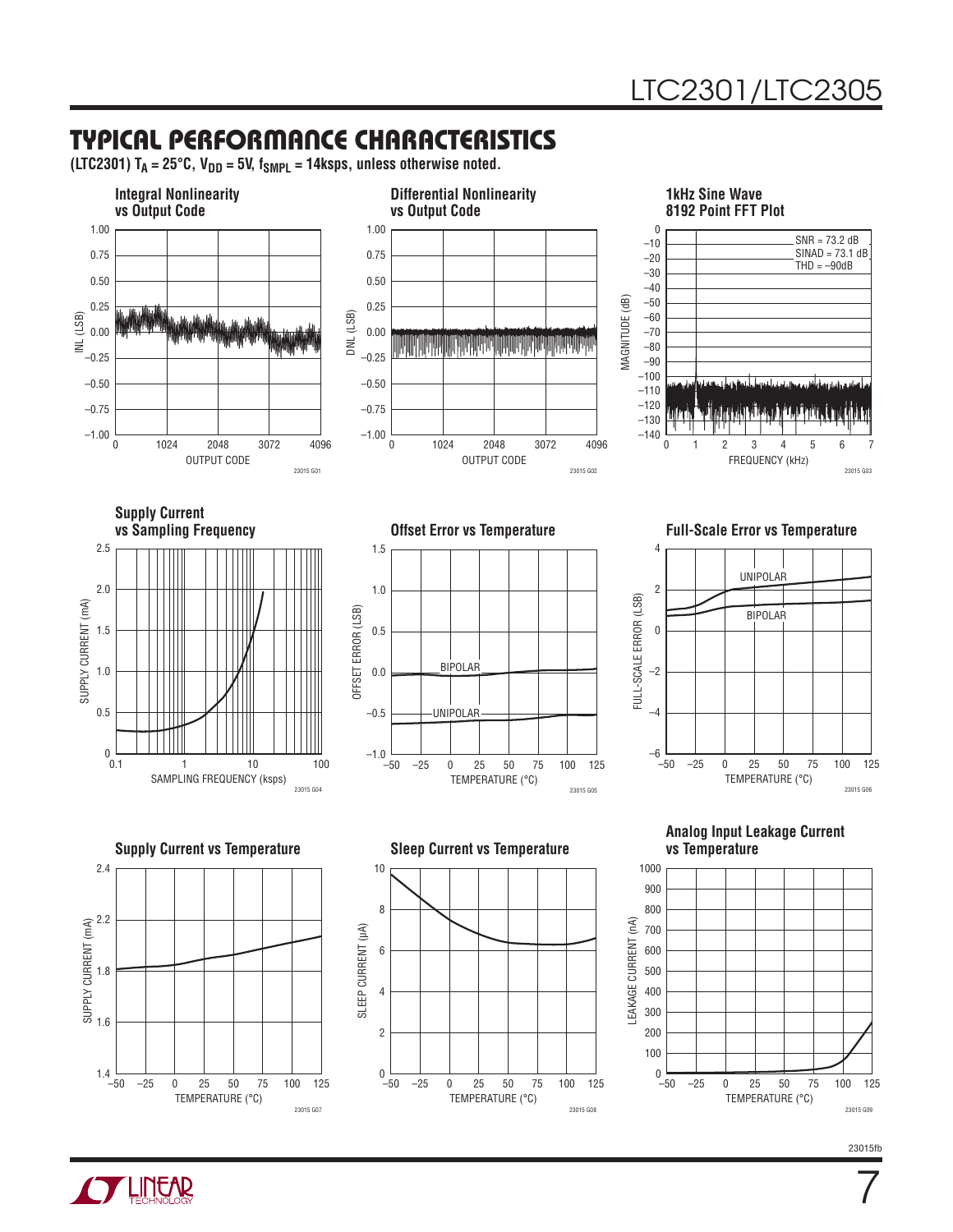## TYPICAL PERFORMANCE CHARACTERISTICS

**(LTC2301) $T_A$ = 25°C, $V_{DD}$ = 5V, $f_{SMPL}$ = 14ksps, unless otherwise noted.**

**Integral Nonlinearity vs Output Code**

23015 G01

**Differential Nonlinearity vs Output Code**

23015 G02

**1kHz Sine Wave 8192 Point FFT Plot**

SNR = 73.2 dB
SINAD = 73.1 dB
THD = –90dB

23015 G03

**Supply Current vs Sampling Frequency**

23015 G04

**Offset Error vs Temperature**

23015 G05

**Full-Scale Error vs Temperature**

23015 G06

**Supply Current vs Temperature**

23015 G07

**Sleep Current vs Temperature**

23015 G08

**Analog Input Leakage Current vs Temperature**

23015 G09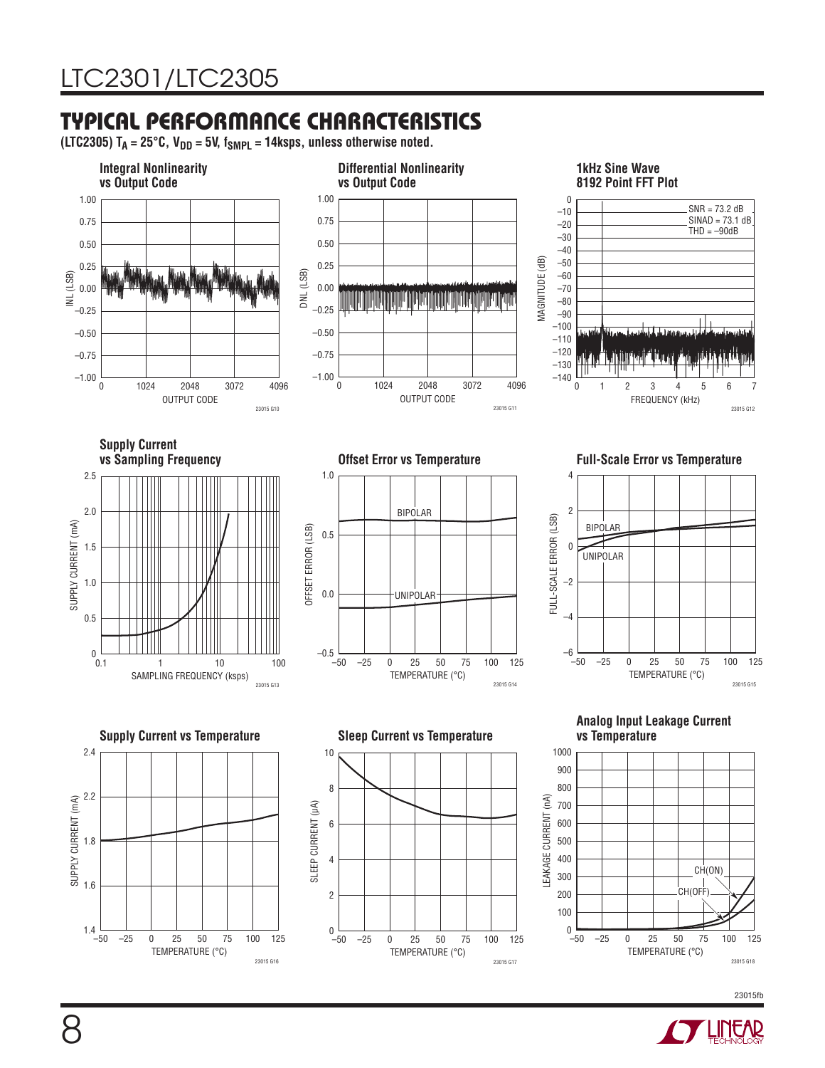## TYPICAL PERFORMANCE CHARACTERISTICS

**(LTC2305) $T_A$ = 25°C, $V_{DD}$ = 5V, $f_{SMPL}$ = 14ksps, unless otherwise noted.**

**Integral Nonlinearity vs Output Code**

INL (LSB) vs OUTPUT CODE

23015 G10

**Differential Nonlinearity vs Output Code**

DNL (LSB) vs OUTPUT CODE

23015 G11

**1kHz Sine Wave 8192 Point FFT Plot**

SNR = 73.2 dB
SINAD = 73.1 dB
THD = –90dB

MAGNITUDE (dB) vs FREQUENCY (kHz)

23015 G12

**Supply Current vs Sampling Frequency**

SUPPLY CURRENT (mA) vs SAMPLING FREQUENCY (ksps)

23015 G13

**Offset Error vs Temperature**

OFFSET ERROR (LSB) vs TEMPERATURE (°C); BIPOLAR, UNIPOLAR

23015 G14

**Full-Scale Error vs Temperature**

FULL-SCALE ERROR (LSB) vs TEMPERATURE (°C); BIPOLAR, UNIPOLAR

23015 G15

**Supply Current vs Temperature**

SUPPLY CURRENT (mA) vs TEMPERATURE (°C)

23015 G16

**Sleep Current vs Temperature**

SLEEP CURRENT (µA) vs TEMPERATURE (°C)

23015 G17

**Analog Input Leakage Current vs Temperature**

LEAKAGE CURRENT (nA) vs TEMPERATURE (°C); CH(ON), CH(OFF)

23015 G18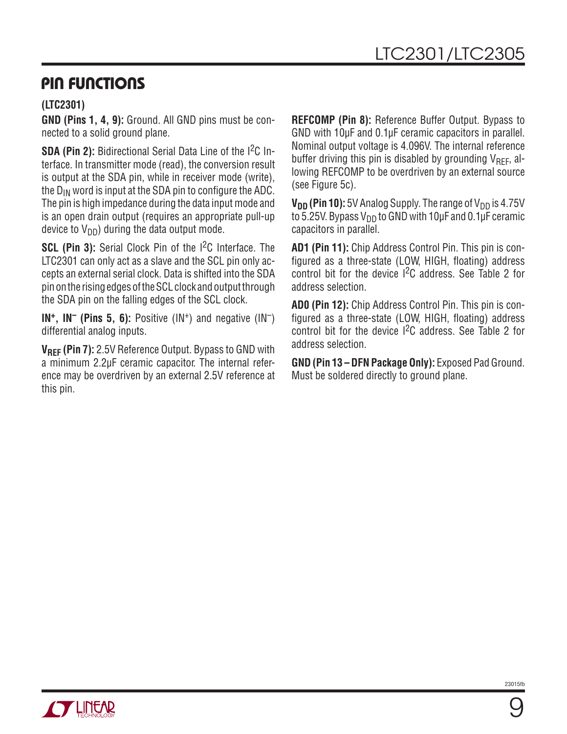## PIN FUNCTIONS

**(LTC2301)**

**GND (Pins 1, 4, 9):** Ground. All GND pins must be connected to a solid ground plane.

**SDA (Pin 2):** Bidirectional Serial Data Line of the $I^2C$ Interface. In transmitter mode (read), the conversion result is output at the SDA pin, while in receiver mode (write), the $D_{IN}$ word is input at the SDA pin to configure the ADC. The pin is high impedance during the data input mode and is an open drain output (requires an appropriate pull-up device to $V_{DD}$) during the data output mode.

**SCL (Pin 3):** Serial Clock Pin of the $I^2C$ Interface. The LTC2301 can only act as a slave and the SCL pin only accepts an external serial clock. Data is shifted into the SDA pin on the rising edges of the SCL clock and output through the SDA pin on the falling edges of the SCL clock.

**$IN^+$, $IN^-$ (Pins 5, 6):** Positive ($IN^+$) and negative ($IN^-$) differential analog inputs.

**$V_{REF}$ (Pin 7):** 2.5V Reference Output. Bypass to GND with a minimum 2.2µF ceramic capacitor. The internal reference may be overdriven by an external 2.5V reference at this pin.

**REFCOMP (Pin 8):** Reference Buffer Output. Bypass to GND with 10µF and 0.1µF ceramic capacitors in parallel. Nominal output voltage is 4.096V. The internal reference buffer driving this pin is disabled by grounding $V_{REF}$, allowing REFCOMP to be overdriven by an external source (see Figure 5c).

**$V_{DD}$ (Pin 10):** 5V Analog Supply. The range of $V_{DD}$ is 4.75V to 5.25V. Bypass $V_{DD}$ to GND with 10µF and 0.1µF ceramic capacitors in parallel.

**AD1 (Pin 11):** Chip Address Control Pin. This pin is configured as a three-state (LOW, HIGH, floating) address control bit for the device $I^2C$ address. See Table 2 for address selection.

**AD0 (Pin 12):** Chip Address Control Pin. This pin is configured as a three-state (LOW, HIGH, floating) address control bit for the device $I^2C$ address. See Table 2 for address selection.

**GND (Pin 13 – DFN Package Only):** Exposed Pad Ground. Must be soldered directly to ground plane.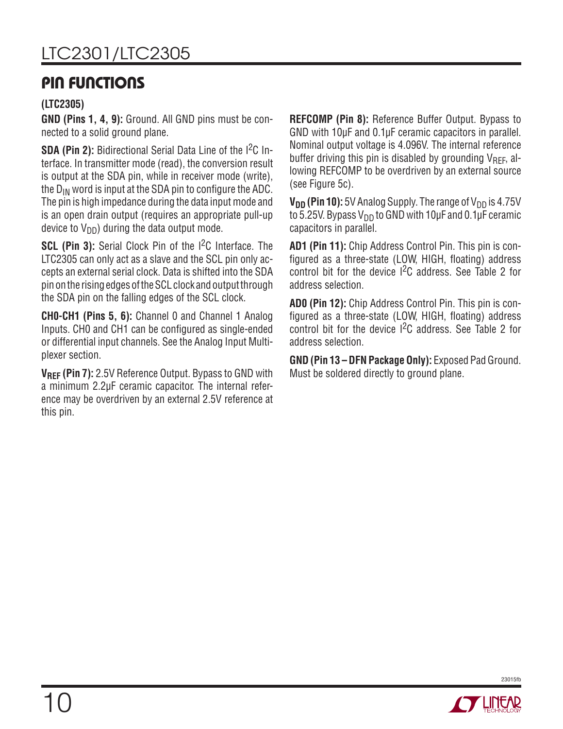## PIN FUNCTIONS

**(LTC2305)**

**GND (Pins 1, 4, 9):** Ground. All GND pins must be connected to a solid ground plane.

**SDA (Pin 2):** Bidirectional Serial Data Line of the $I^2C$ Interface. In transmitter mode (read), the conversion result is output at the SDA pin, while in receiver mode (write), the $D_{IN}$ word is input at the SDA pin to configure the ADC. The pin is high impedance during the data input mode and is an open drain output (requires an appropriate pull-up device to $V_{DD}$) during the data output mode.

**SCL (Pin 3):** Serial Clock Pin of the $I^2C$ Interface. The LTC2305 can only act as a slave and the SCL pin only accepts an external serial clock. Data is shifted into the SDA pin on the rising edges of the SCL clock and output through the SDA pin on the falling edges of the SCL clock.

**CH0-CH1 (Pins 5, 6):** Channel 0 and Channel 1 Analog Inputs. CH0 and CH1 can be configured as single-ended or differential input channels. See the Analog Input Multiplexer section.

**$V_{REF}$ (Pin 7):** 2.5V Reference Output. Bypass to GND with a minimum 2.2µF ceramic capacitor. The internal reference may be overdriven by an external 2.5V reference at this pin.

**REFCOMP (Pin 8):** Reference Buffer Output. Bypass to GND with 10µF and 0.1µF ceramic capacitors in parallel. Nominal output voltage is 4.096V. The internal reference buffer driving this pin is disabled by grounding $V_{REF}$, allowing REFCOMP to be overdriven by an external source (see Figure 5c).

**$V_{DD}$ (Pin 10):** 5V Analog Supply. The range of $V_{DD}$ is 4.75V to 5.25V. Bypass $V_{DD}$ to GND with 10µF and 0.1µF ceramic capacitors in parallel.

**AD1 (Pin 11):** Chip Address Control Pin. This pin is configured as a three-state (LOW, HIGH, floating) address control bit for the device $I^2C$ address. See Table 2 for address selection.

**AD0 (Pin 12):** Chip Address Control Pin. This pin is configured as a three-state (LOW, HIGH, floating) address control bit for the device $I^2C$ address. See Table 2 for address selection.

**GND (Pin 13 – DFN Package Only):** Exposed Pad Ground. Must be soldered directly to ground plane.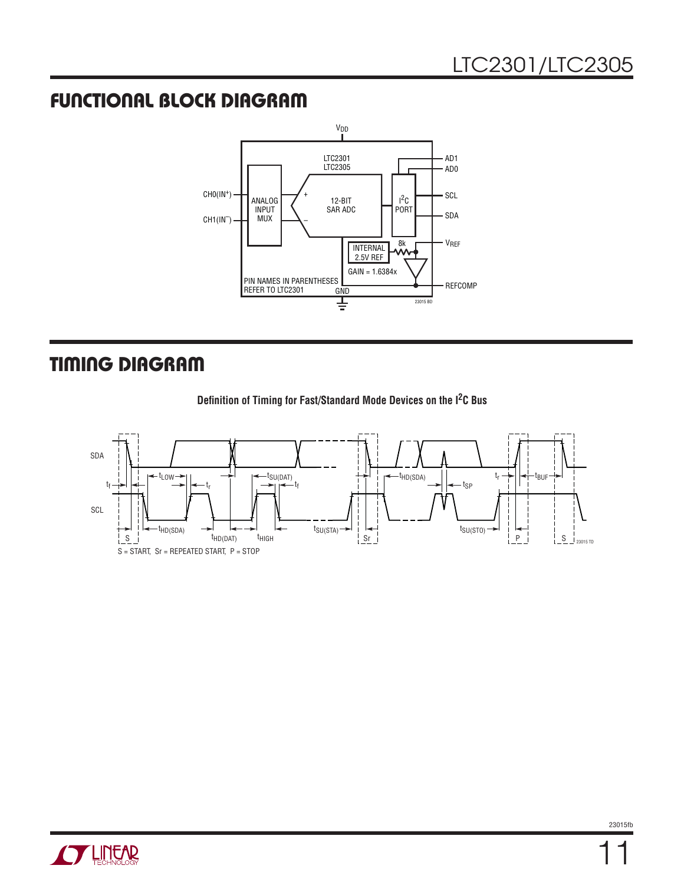# FUNCTIONAL BLOCK DIAGRAM

# TIMING DIAGRAM

**Definition of Timing for Fast/Standard Mode Devices on the I²C Bus**

S = START, Sr = REPEATED START, P = STOP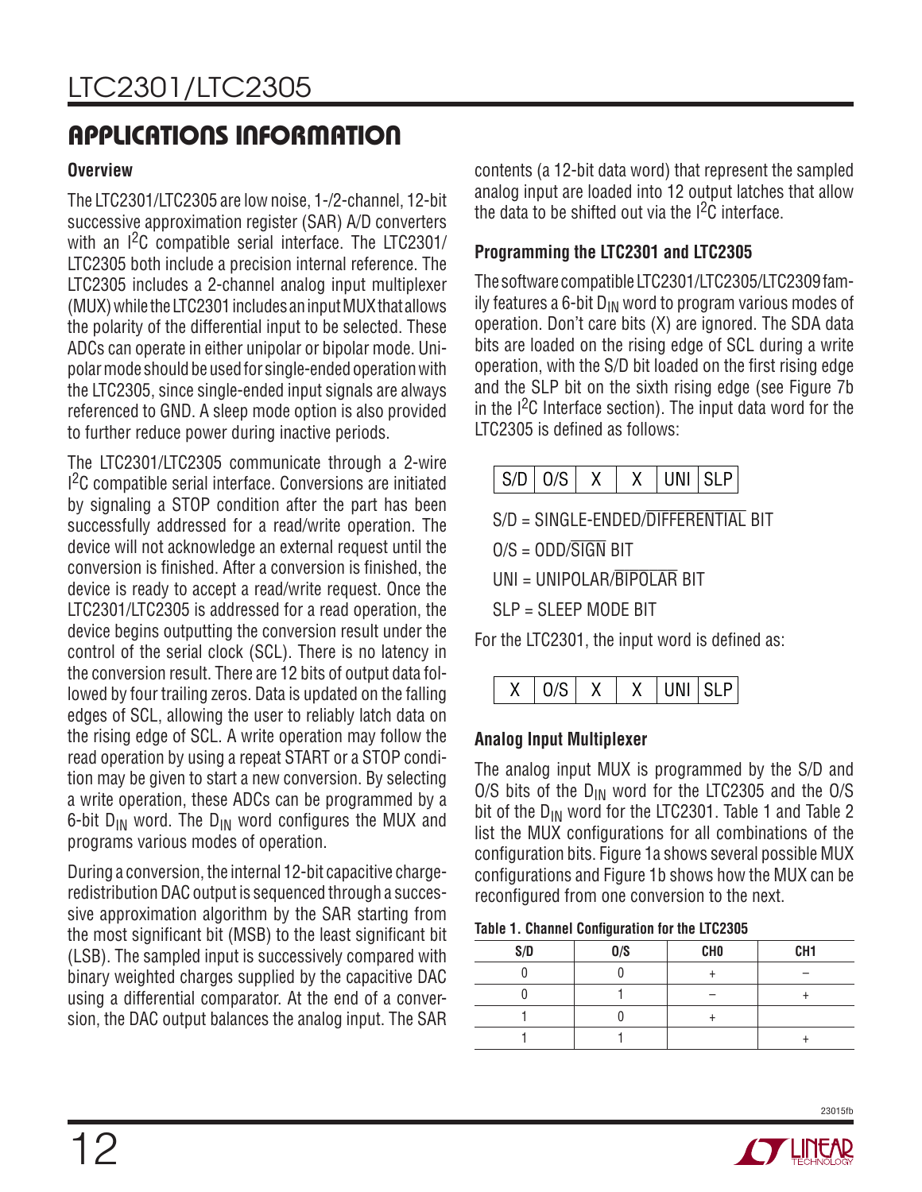## APPLICATIONS INFORMATION

### Overview

The LTC2301/LTC2305 are low noise, 1-/2-channel, 12-bit successive approximation register (SAR) A/D converters with an $I^2C$ compatible serial interface. The LTC2301/LTC2305 both include a precision internal reference. The LTC2305 includes a 2-channel analog input multiplexer (MUX) while the LTC2301 includes an input MUX that allows the polarity of the differential input to be selected. These ADCs can operate in either unipolar or bipolar mode. Unipolar mode should be used for single-ended operation with the LTC2305, since single-ended input signals are always referenced to GND. A sleep mode option is also provided to further reduce power during inactive periods.

The LTC2301/LTC2305 communicate through a 2-wire $I^2C$ compatible serial interface. Conversions are initiated by signaling a STOP condition after the part has been successfully addressed for a read/write operation. The device will not acknowledge an external request until the conversion is finished. After a conversion is finished, the device is ready to accept a read/write request. Once the LTC2301/LTC2305 is addressed for a read operation, the device begins outputting the conversion result under the control of the serial clock (SCL). There is no latency in the conversion result. There are 12 bits of output data followed by four trailing zeros. Data is updated on the falling edges of SCL, allowing the user to reliably latch data on the rising edge of SCL. A write operation may follow the read operation by using a repeat START or a STOP condition may be given to start a new conversion. By selecting a write operation, these ADCs can be programmed by a 6-bit $D_{IN}$ word. The $D_{IN}$ word configures the MUX and programs various modes of operation.

During a conversion, the internal 12-bit capacitive charge-redistribution DAC output is sequenced through a successive approximation algorithm by the SAR starting from the most significant bit (MSB) to the least significant bit (LSB). The sampled input is successively compared with binary weighted charges supplied by the capacitive DAC using a differential comparator. At the end of a conversion, the DAC output balances the analog input. The SAR contents (a 12-bit data word) that represent the sampled analog input are loaded into 12 output latches that allow the data to be shifted out via the $I^2C$ interface.

### Programming the LTC2301 and LTC2305

The software compatible LTC2301/LTC2305/LTC2309 family features a 6-bit $D_{IN}$ word to program various modes of operation. Don't care bits (X) are ignored. The SDA data bits are loaded on the rising edge of SCL during a write operation, with the S/D bit loaded on the first rising edge and the SLP bit on the sixth rising edge (see Figure 7b in the $I^2C$ Interface section). The input data word for the LTC2305 is defined as follows:

| S/D | O/S | X | X | UNI | SLP |
|---|---|---|---|---|---|

S/D = SINGLE-ENDED/$\overline{\text{DIFFERENTIAL}}$ BIT

O/S = ODD/$\overline{\text{SIGN}}$ BIT

UNI = UNIPOLAR/$\overline{\text{BIPOLAR}}$ BIT

SLP = SLEEP MODE BIT

For the LTC2301, the input word is defined as:

| X | O/S | X | X | UNI | SLP |
|---|---|---|---|---|---|

### Analog Input Multiplexer

The analog input MUX is programmed by the S/D and O/S bits of the $D_{IN}$ word for the LTC2305 and the O/S bit of the $D_{IN}$ word for the LTC2301. Table 1 and Table 2 list the MUX configurations for all combinations of the configuration bits. Figure 1a shows several possible MUX configurations and Figure 1b shows how the MUX can be reconfigured from one conversion to the next.

**Table 1. Channel Configuration for the LTC2305**

| S/D | O/S | CH0 | CH1 |
|---|---|---|---|
| 0 | 0 | + | – |
| 0 | 1 | – | + |
| 1 | 0 | + | |
| 1 | 1 | | + |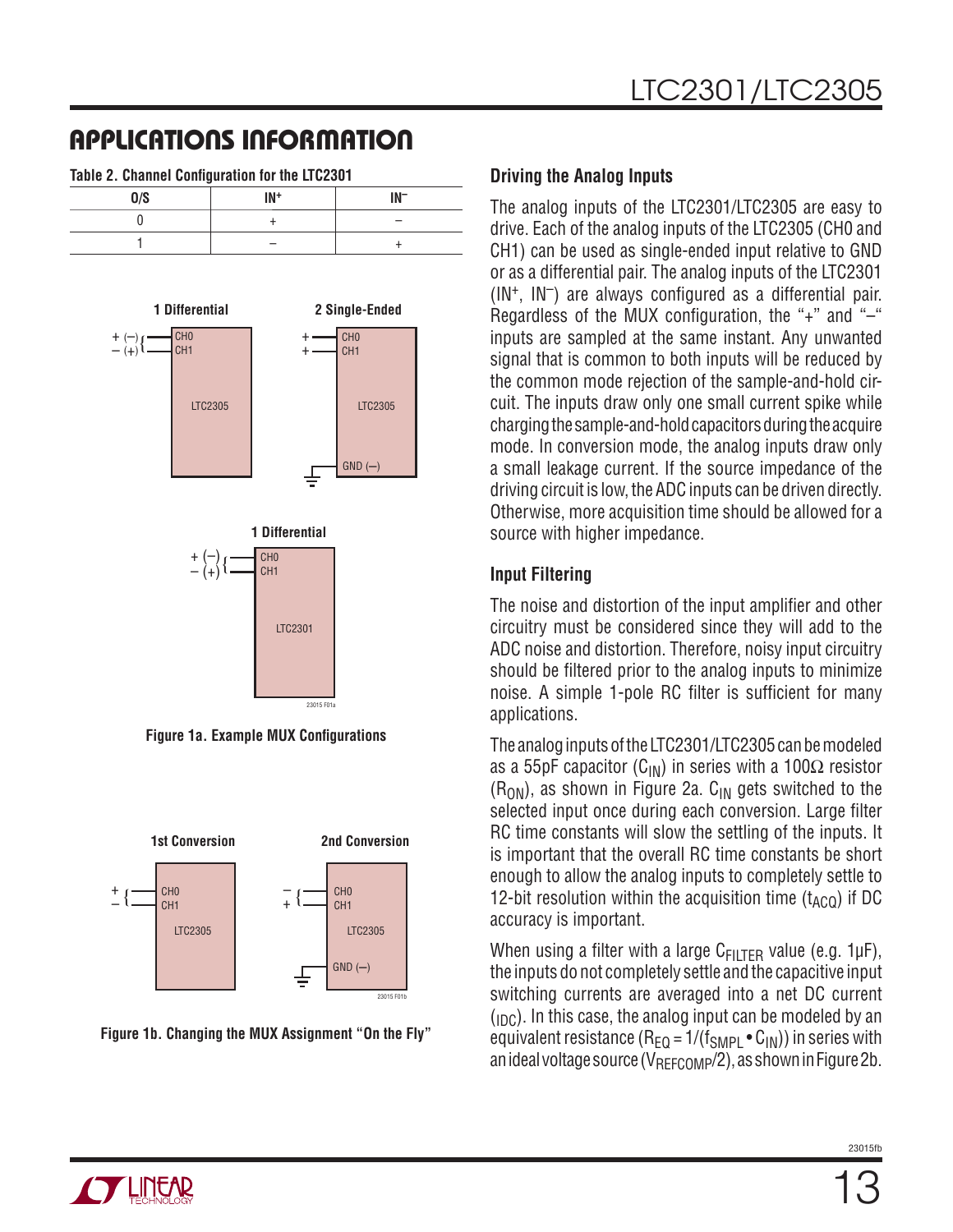## APPLICATIONS INFORMATION

**Table 2. Channel Configuration for the LTC2301**

| O/S | $IN^+$ | $IN^-$ |
|---|---|---|
| 0 | + | – |
| 1 | – | + |

**Figure 1a. Example MUX Configurations**

**Figure 1b. Changing the MUX Assignment "On the Fly"**

### Driving the Analog Inputs

The analog inputs of the LTC2301/LTC2305 are easy to drive. Each of the analog inputs of the LTC2305 (CH0 and CH1) can be used as single-ended input relative to GND or as a differential pair. The analog inputs of the LTC2301 ($IN^+$, $IN^-$) are always configured as a differential pair. Regardless of the MUX configuration, the "+" and "–" inputs are sampled at the same instant. Any unwanted signal that is common to both inputs will be reduced by the common mode rejection of the sample-and-hold circuit. The inputs draw only one small current spike while charging the sample-and-hold capacitors during the acquire mode. In conversion mode, the analog inputs draw only a small leakage current. If the source impedance of the driving circuit is low, the ADC inputs can be driven directly. Otherwise, more acquisition time should be allowed for a source with higher impedance.

### Input Filtering

The noise and distortion of the input amplifier and other circuitry must be considered since they will add to the ADC noise and distortion. Therefore, noisy input circuitry should be filtered prior to the analog inputs to minimize noise. A simple 1-pole RC filter is sufficient for many applications.

The analog inputs of the LTC2301/LTC2305 can be modeled as a 55pF capacitor ($C_{IN}$) in series with a 100Ω resistor ($R_{ON}$), as shown in Figure 2a. $C_{IN}$ gets switched to the selected input once during each conversion. Large filter RC time constants will slow the settling of the inputs. It is important that the overall RC time constants be short enough to allow the analog inputs to completely settle to 12-bit resolution within the acquisition time ($t_{ACQ}$) if DC accuracy is important.

When using a filter with a large $C_{FILTER}$ value (e.g. 1µF), the inputs do not completely settle and the capacitive input switching currents are averaged into a net DC current ($I_{DC}$). In this case, the analog input can be modeled by an equivalent resistance ($R_{EQ} = 1/(f_{SMPL} \bullet C_{IN})$) in series with an ideal voltage source ($V_{REFCOMP}/2$), as shown in Figure 2b.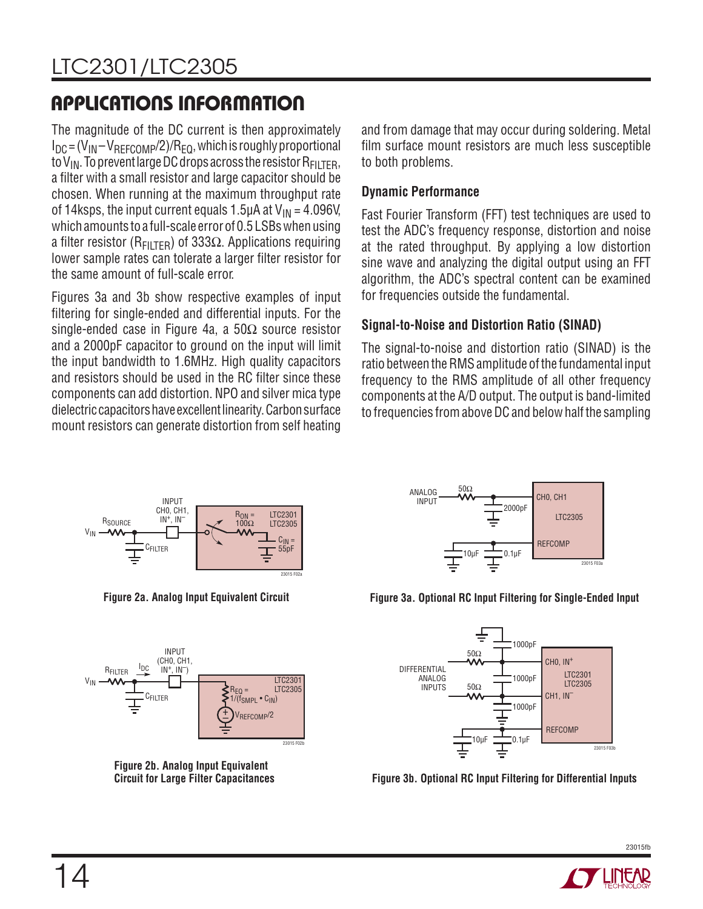## APPLICATIONS INFORMATION

The magnitude of the DC current is then approximately $I_{DC} = (V_{IN} – V_{REFCOMP}/2)/R_{EQ}$, which is roughly proportional to $V_{IN}$. To prevent large DC drops across the resistor $R_{FILTER}$, a filter with a small resistor and large capacitor should be chosen. When running at the maximum throughput rate of 14ksps, the input current equals 1.5µA at $V_{IN}$ = 4.096V, which amounts to a full-scale error of 0.5 LSBs when using a filter resistor ($R_{FILTER}$) of 333Ω. Applications requiring lower sample rates can tolerate a larger filter resistor for the same amount of full-scale error.

Figures 3a and 3b show respective examples of input filtering for single-ended and differential inputs. For the single-ended case in Figure 4a, a 50Ω source resistor and a 2000pF capacitor to ground on the input will limit the input bandwidth to 1.6MHz. High quality capacitors and resistors should be used in the RC filter since these components can add distortion. NPO and silver mica type dielectric capacitors have excellent linearity. Carbon surface mount resistors can generate distortion from self heating and from damage that may occur during soldering. Metal film surface mount resistors are much less susceptible to both problems.

**Figure 2a. Analog Input Equivalent Circuit**

**Figure 2b. Analog Input Equivalent Circuit for Large Filter Capacitances**

**Figure 3a. Optional RC Input Filtering for Single-Ended Input**

**Figure 3b. Optional RC Input Filtering for Differential Inputs**

### Dynamic Performance

Fast Fourier Transform (FFT) test techniques are used to test the ADC's frequency response, distortion and noise at the rated throughput. By applying a low distortion sine wave and analyzing the digital output using an FFT algorithm, the ADC's spectral content can be examined for frequencies outside the fundamental.

### Signal-to-Noise and Distortion Ratio (SINAD)

The signal-to-noise and distortion ratio (SINAD) is the ratio between the RMS amplitude of the fundamental input frequency to the RMS amplitude of all other frequency components at the A/D output. The output is band-limited to frequencies from above DC and below half the sampling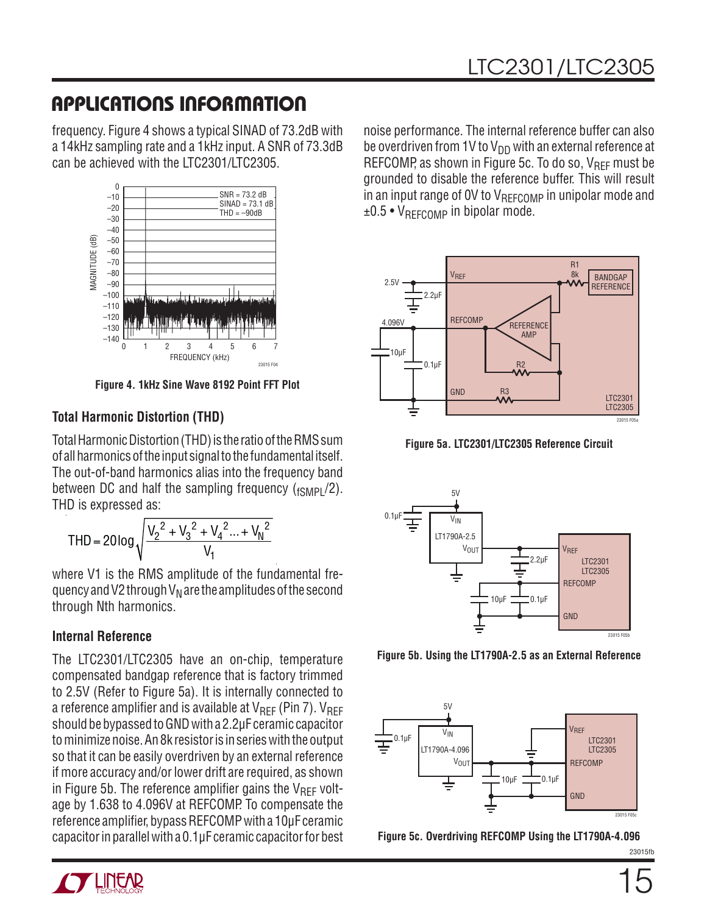## APPLICATIONS INFORMATION

frequency. Figure 4 shows a typical SINAD of 73.2dB with a 14kHz sampling rate and a 1kHz input. A SNR of 73.3dB can be achieved with the LTC2301/LTC2305.

Figure 4. 1kHz Sine Wave 8192 Point FFT Plot

### Total Harmonic Distortion (THD)

Total Harmonic Distortion (THD) is the ratio of the RMS sum of all harmonics of the input signal to the fundamental itself. The out-of-band harmonics alias into the frequency band between DC and half the sampling frequency ($f_{SMPL}/2$). THD is expressed as:

$$THD = 20\log\sqrt{\frac{V_2^2 + V_3^2 + V_4^2 ... + V_N^2}{V_1}}$$

where V1 is the RMS amplitude of the fundamental frequency and V2 through $V_N$ are the amplitudes of the second through Nth harmonics.

### Internal Reference

The LTC2301/LTC2305 have an on-chip, temperature compensated bandgap reference that is factory trimmed to 2.5V (Refer to Figure 5a). It is internally connected to a reference amplifier and is available at $V_{REF}$ (Pin 7). $V_{REF}$ should be bypassed to GND with a 2.2µF ceramic capacitor to minimize noise. An 8k resistor is in series with the output so that it can be easily overdriven by an external reference if more accuracy and/or lower drift are required, as shown in Figure 5b. The reference amplifier gains the $V_{REF}$ voltage by 1.638 to 4.096V at REFCOMP. To compensate the reference amplifier, bypass REFCOMP with a 10µF ceramic capacitor in parallel with a 0.1µF ceramic capacitor for best noise performance. The internal reference buffer can also be overdriven from 1V to $V_{DD}$ with an external reference at REFCOMP, as shown in Figure 5c. To do so, $V_{REF}$ must be grounded to disable the reference buffer. This will result in an input range of 0V to $V_{REFCOMP}$ in unipolar mode and $\pm 0.5 \bullet V_{REFCOMP}$ in bipolar mode.

Figure 5a. LTC2301/LTC2305 Reference Circuit

Figure 5b. Using the LT1790A-2.5 as an External Reference

Figure 5c. Overdriving REFCOMP Using the LT1790A-4.096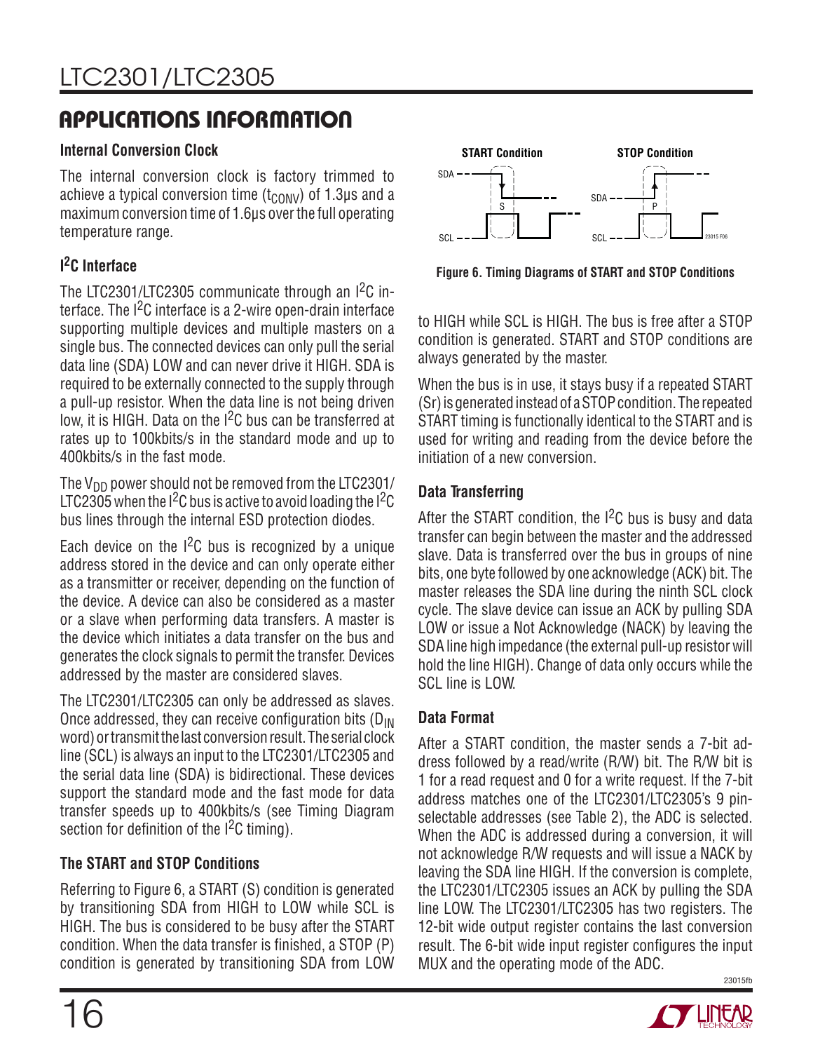## APPLICATIONS INFORMATION

### Internal Conversion Clock

The internal conversion clock is factory trimmed to achieve a typical conversion time ($t_{CONV}$) of 1.3µs and a maximum conversion time of 1.6µs over the full operating temperature range.

### I²C Interface

The LTC2301/LTC2305 communicate through an I²C interface. The I²C interface is a 2-wire open-drain interface supporting multiple devices and multiple masters on a single bus. The connected devices can only pull the serial data line (SDA) LOW and can never drive it HIGH. SDA is required to be externally connected to the supply through a pull-up resistor. When the data line is not being driven low, it is HIGH. Data on the I²C bus can be transferred at rates up to 100kbits/s in the standard mode and up to 400kbits/s in the fast mode.

The $V_{DD}$ power should not be removed from the LTC2301/LTC2305 when the I²C bus is active to avoid loading the I²C bus lines through the internal ESD protection diodes.

Each device on the I²C bus is recognized by a unique address stored in the device and can only operate either as a transmitter or receiver, depending on the function of the device. A device can also be considered as a master or a slave when performing data transfers. A master is the device which initiates a data transfer on the bus and generates the clock signals to permit the transfer. Devices addressed by the master are considered slaves.

The LTC2301/LTC2305 can only be addressed as slaves. Once addressed, they can receive configuration bits ($D_{IN}$ word) or transmit the last conversion result. The serial clock line (SCL) is always an input to the LTC2301/LTC2305 and the serial data line (SDA) is bidirectional. These devices support the standard mode and the fast mode for data transfer speeds up to 400kbits/s (see Timing Diagram section for definition of the I²C timing).

### The START and STOP Conditions

Referring to Figure 6, a START (S) condition is generated by transitioning SDA from HIGH to LOW while SCL is HIGH. The bus is considered to be busy after the START condition. When the data transfer is finished, a STOP (P) condition is generated by transitioning SDA from LOW to HIGH while SCL is HIGH. The bus is free after a STOP condition is generated. START and STOP conditions are always generated by the master.

**Figure 6. Timing Diagrams of START and STOP Conditions**

When the bus is in use, it stays busy if a repeated START (Sr) is generated instead of a STOP condition. The repeated START timing is functionally identical to the START and is used for writing and reading from the device before the initiation of a new conversion.

### Data Transferring

After the START condition, the I²C bus is busy and data transfer can begin between the master and the addressed slave. Data is transferred over the bus in groups of nine bits, one byte followed by one acknowledge (ACK) bit. The master releases the SDA line during the ninth SCL clock cycle. The slave device can issue an ACK by pulling SDA LOW or issue a Not Acknowledge (NACK) by leaving the SDA line high impedance (the external pull-up resistor will hold the line HIGH). Change of data only occurs while the SCL line is LOW.

### Data Format

After a START condition, the master sends a 7-bit address followed by a read/write (R/W) bit. The R/W bit is 1 for a read request and 0 for a write request. If the 7-bit address matches one of the LTC2301/LTC2305's 9 pin-selectable addresses (see Table 2), the ADC is selected. When the ADC is addressed during a conversion, it will not acknowledge R/W requests and will issue a NACK by leaving the SDA line HIGH. If the conversion is complete, the LTC2301/LTC2305 issues an ACK by pulling the SDA line LOW. The LTC2301/LTC2305 has two registers. The 12-bit wide output register contains the last conversion result. The 6-bit wide input register configures the input MUX and the operating mode of the ADC.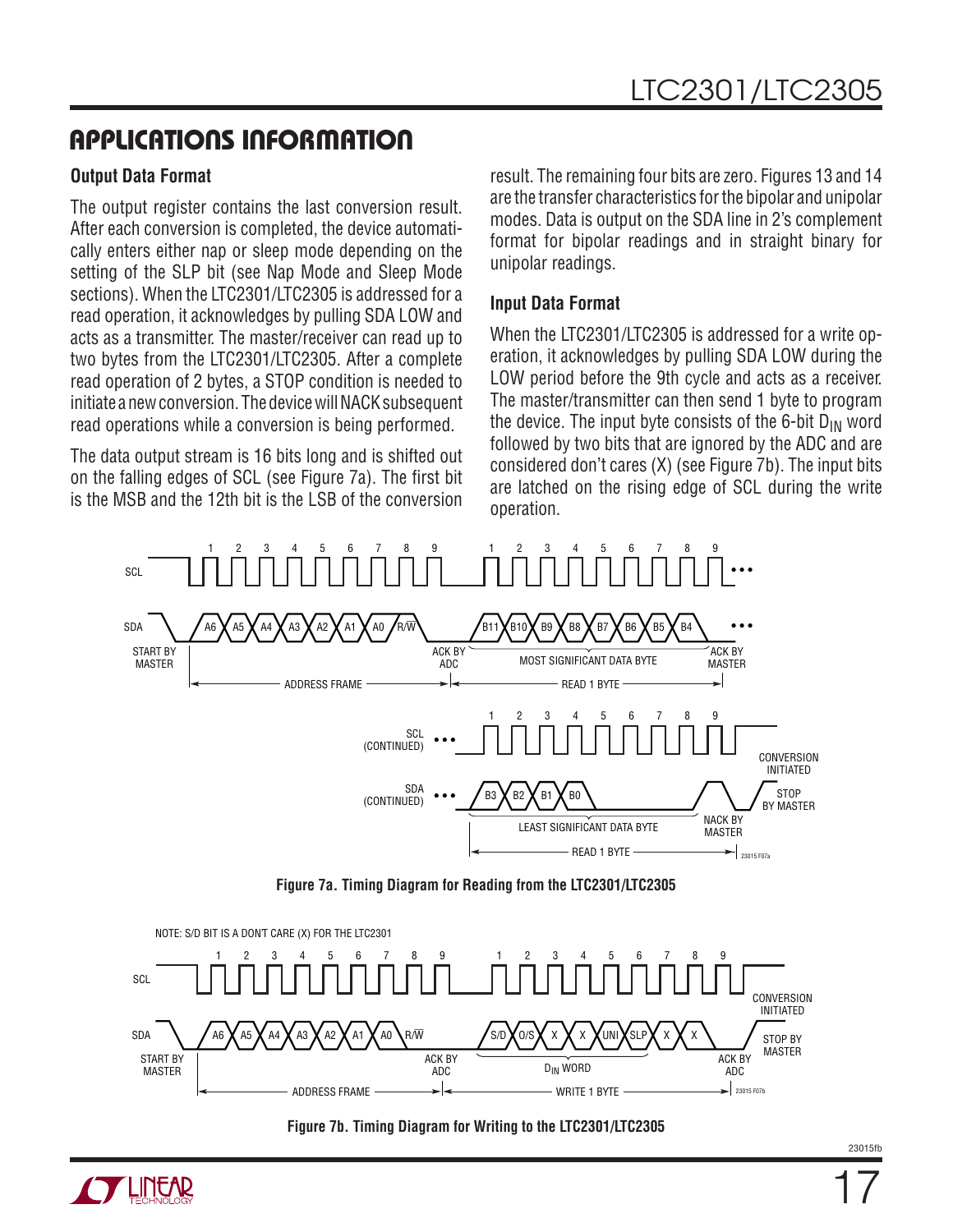## APPLICATIONS INFORMATION

### Output Data Format

The output register contains the last conversion result. After each conversion is completed, the device automatically enters either nap or sleep mode depending on the setting of the SLP bit (see Nap Mode and Sleep Mode sections). When the LTC2301/LTC2305 is addressed for a read operation, it acknowledges by pulling SDA LOW and acts as a transmitter. The master/receiver can read up to two bytes from the LTC2301/LTC2305. After a complete read operation of 2 bytes, a STOP condition is needed to initiate a new conversion. The device will NACK subsequent read operations while a conversion is being performed.

The data output stream is 16 bits long and is shifted out on the falling edges of SCL (see Figure 7a). The first bit is the MSB and the 12th bit is the LSB of the conversion result. The remaining four bits are zero. Figures 13 and 14 are the transfer characteristics for the bipolar and unipolar modes. Data is output on the SDA line in 2's complement format for bipolar readings and in straight binary for unipolar readings.

### Input Data Format

When the LTC2301/LTC2305 is addressed for a write operation, it acknowledges by pulling SDA LOW during the LOW period before the 9th cycle and acts as a receiver. The master/transmitter can then send 1 byte to program the device. The input byte consists of the 6-bit $D_{IN}$ word followed by two bits that are ignored by the ADC and are considered don't cares (X) (see Figure 7b). The input bits are latched on the rising edge of SCL during the write operation.

Figure 7a. Timing Diagram for Reading from the LTC2301/LTC2305

Figure 7b. Timing Diagram for Writing to the LTC2301/LTC2305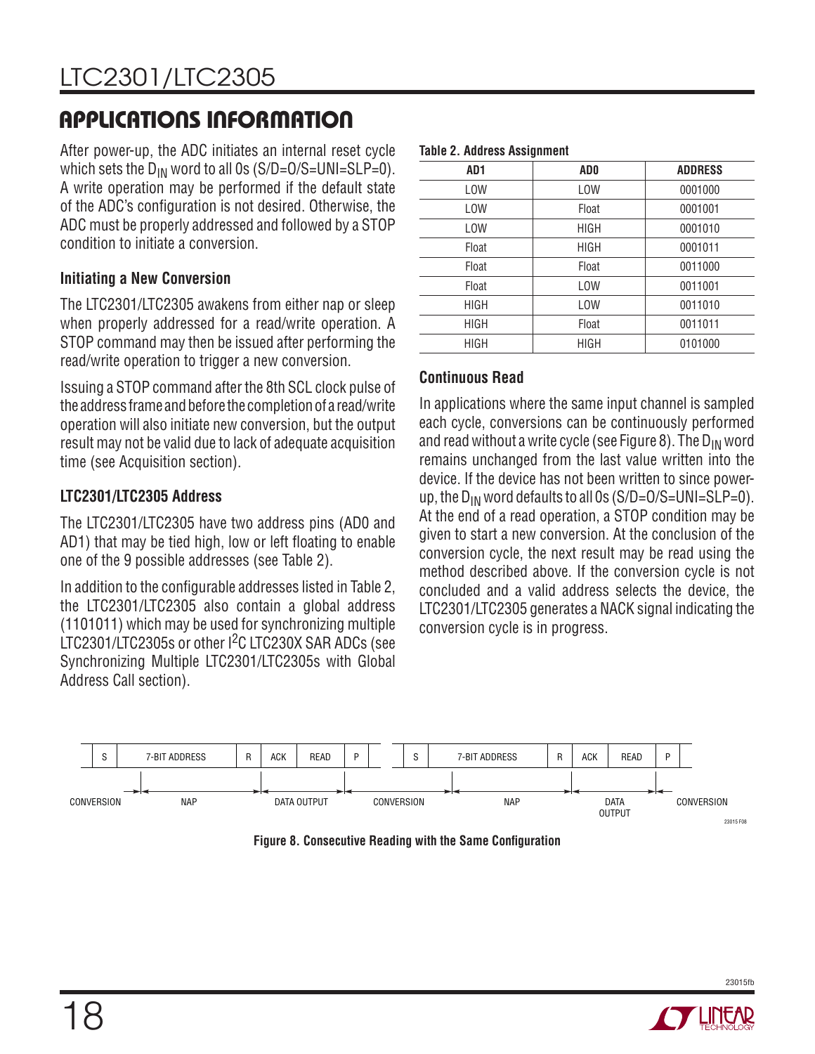## APPLICATIONS INFORMATION

After power-up, the ADC initiates an internal reset cycle which sets the $D_{IN}$ word to all 0s (S/D=O/S=UNI=SLP=0). A write operation may be performed if the default state of the ADC's configuration is not desired. Otherwise, the ADC must be properly addressed and followed by a STOP condition to initiate a conversion.

### Initiating a New Conversion

The LTC2301/LTC2305 awakens from either nap or sleep when properly addressed for a read/write operation. A STOP command may then be issued after performing the read/write operation to trigger a new conversion.

Issuing a STOP command after the 8th SCL clock pulse of the address frame and before the completion of a read/write operation will also initiate new conversion, but the output result may not be valid due to lack of adequate acquisition time (see Acquisition section).

### LTC2301/LTC2305 Address

The LTC2301/LTC2305 have two address pins (AD0 and AD1) that may be tied high, low or left floating to enable one of the 9 possible addresses (see Table 2).

In addition to the configurable addresses listed in Table 2, the LTC2301/LTC2305 also contain a global address (1101011) which may be used for synchronizing multiple LTC2301/LTC2305s or other I²C LTC230X SAR ADCs (see Synchronizing Multiple LTC2301/LTC2305s with Global Address Call section).

**Table 2. Address Assignment**

| AD1 | AD0 | ADDRESS |
|---|---|---|
| LOW | LOW | 0001000 |
| LOW | Float | 0001001 |
| LOW | HIGH | 0001010 |
| Float | HIGH | 0001011 |
| Float | Float | 0011000 |
| Float | LOW | 0011001 |
| HIGH | LOW | 0011010 |
| HIGH | Float | 0011011 |
| HIGH | HIGH | 0101000 |

### Continuous Read

In applications where the same input channel is sampled each cycle, conversions can be continuously performed and read without a write cycle (see Figure 8). The $D_{IN}$ word remains unchanged from the last value written into the device. If the device has not been written to since power-up, the $D_{IN}$ word defaults to all 0s (S/D=O/S=UNI=SLP=0). At the end of a read operation, a STOP condition may be given to start a new conversion. At the conclusion of the conversion cycle, the next result may be read using the method described above. If the conversion cycle is not concluded and a valid address selects the device, the LTC2301/LTC2305 generates a NACK signal indicating the conversion cycle is in progress.

| S | 7-BIT ADDRESS | R | ACK | READ | P | S | 7-BIT ADDRESS | R | ACK | READ | P |
|---|---|---|---|---|---|---|---|---|---|---|---|

CONVERSION — NAP — DATA OUTPUT — CONVERSION — NAP — DATA OUTPUT — CONVERSION

**Figure 8. Consecutive Reading with the Same Configuration**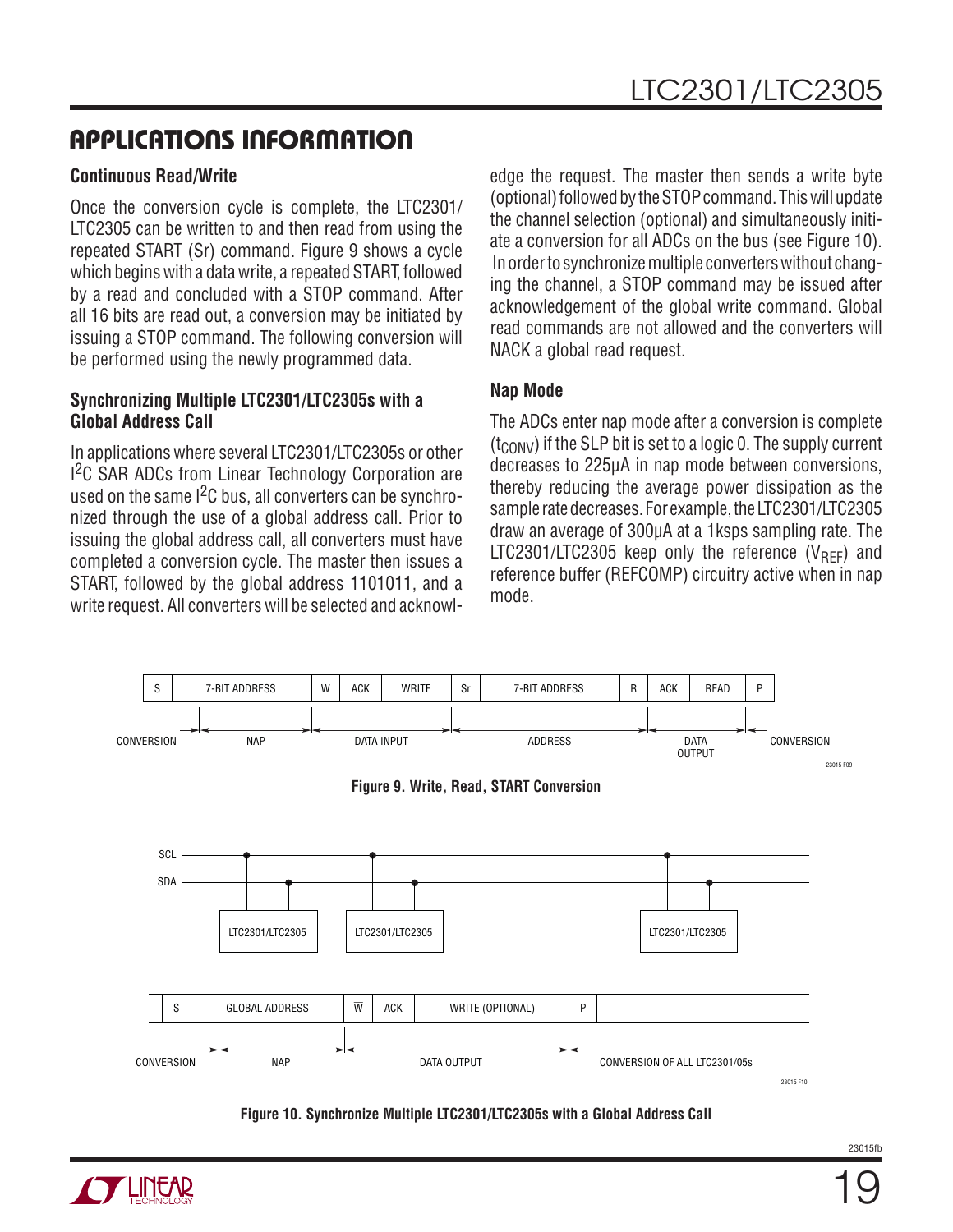## APPLICATIONS INFORMATION

### Continuous Read/Write

Once the conversion cycle is complete, the LTC2301/LTC2305 can be written to and then read from using the repeated START (Sr) command. Figure 9 shows a cycle which begins with a data write, a repeated START, followed by a read and concluded with a STOP command. After all 16 bits are read out, a conversion may be initiated by issuing a STOP command. The following conversion will be performed using the newly programmed data.

### Synchronizing Multiple LTC2301/LTC2305s with a Global Address Call

In applications where several LTC2301/LTC2305s or other I²C SAR ADCs from Linear Technology Corporation are used on the same I²C bus, all converters can be synchronized through the use of a global address call. Prior to issuing the global address call, all converters must have completed a conversion cycle. The master then issues a START, followed by the global address 1101011, and a write request. All converters will be selected and acknowledge the request. The master then sends a write byte (optional) followed by the STOP command. This will update the channel selection (optional) and simultaneously initiate a conversion for all ADCs on the bus (see Figure 10). In order to synchronize multiple converters without changing the channel, a STOP command may be issued after acknowledgement of the global write command. Global read commands are not allowed and the converters will NACK a global read request.

### Nap Mode

The ADCs enter nap mode after a conversion is complete ($t_{CONV}$) if the SLP bit is set to a logic 0. The supply current decreases to 225µA in nap mode between conversions, thereby reducing the average power dissipation as the sample rate decreases. For example, the LTC2301/LTC2305 draw an average of 300µA at a 1ksps sampling rate. The LTC2301/LTC2305 keep only the reference ($V_{REF}$) and reference buffer (REFCOMP) circuitry active when in nap mode.

| S | 7-BIT ADDRESS | W̄ | ACK | WRITE | Sr | 7-BIT ADDRESS | R | ACK | READ | P |
|---|---|---|---|---|---|---|---|---|---|---|

CONVERSION → NAP → DATA INPUT → ADDRESS → DATA OUTPUT → CONVERSION

Figure 9. Write, Read, START Conversion

| S | GLOBAL ADDRESS | W̄ | ACK | WRITE (OPTIONAL) | P |
|---|---|---|---|---|---|

CONVERSION → NAP → DATA OUTPUT → CONVERSION OF ALL LTC2301/05s

Figure 10. Synchronize Multiple LTC2301/LTC2305s with a Global Address Call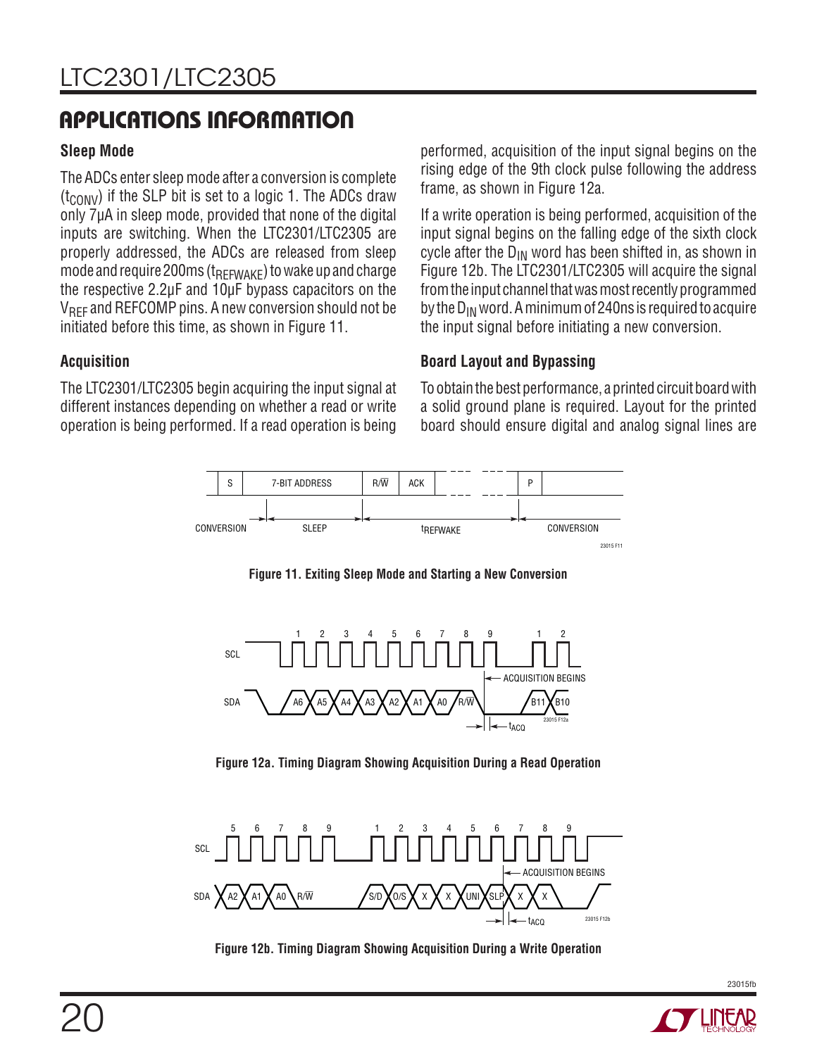## APPLICATIONS INFORMATION

### Sleep Mode

The ADCs enter sleep mode after a conversion is complete ($t_{CONV}$) if the SLP bit is set to a logic 1. The ADCs draw only 7µA in sleep mode, provided that none of the digital inputs are switching. When the LTC2301/LTC2305 are properly addressed, the ADCs are released from sleep mode and require 200ms ($t_{REFWAKE}$) to wake up and charge the respective 2.2µF and 10µF bypass capacitors on the $V_{REF}$ and REFCOMP pins. A new conversion should not be initiated before this time, as shown in Figure 11.

### Acquisition

The LTC2301/LTC2305 begin acquiring the input signal at different instances depending on whether a read or write operation is being performed. If a read operation is being performed, acquisition of the input signal begins on the rising edge of the 9th clock pulse following the address frame, as shown in Figure 12a.

If a write operation is being performed, acquisition of the input signal begins on the falling edge of the sixth clock cycle after the $D_{IN}$ word has been shifted in, as shown in Figure 12b. The LTC2301/LTC2305 will acquire the signal from the input channel that was most recently programmed by the $D_{IN}$ word. A minimum of 240ns is required to acquire the input signal before initiating a new conversion.

### Board Layout and Bypassing

To obtain the best performance, a printed circuit board with a solid ground plane is required. Layout for the printed board should ensure digital and analog signal lines are

**Figure 11. Exiting Sleep Mode and Starting a New Conversion**

**Figure 12a. Timing Diagram Showing Acquisition During a Read Operation**

**Figure 12b. Timing Diagram Showing Acquisition During a Write Operation**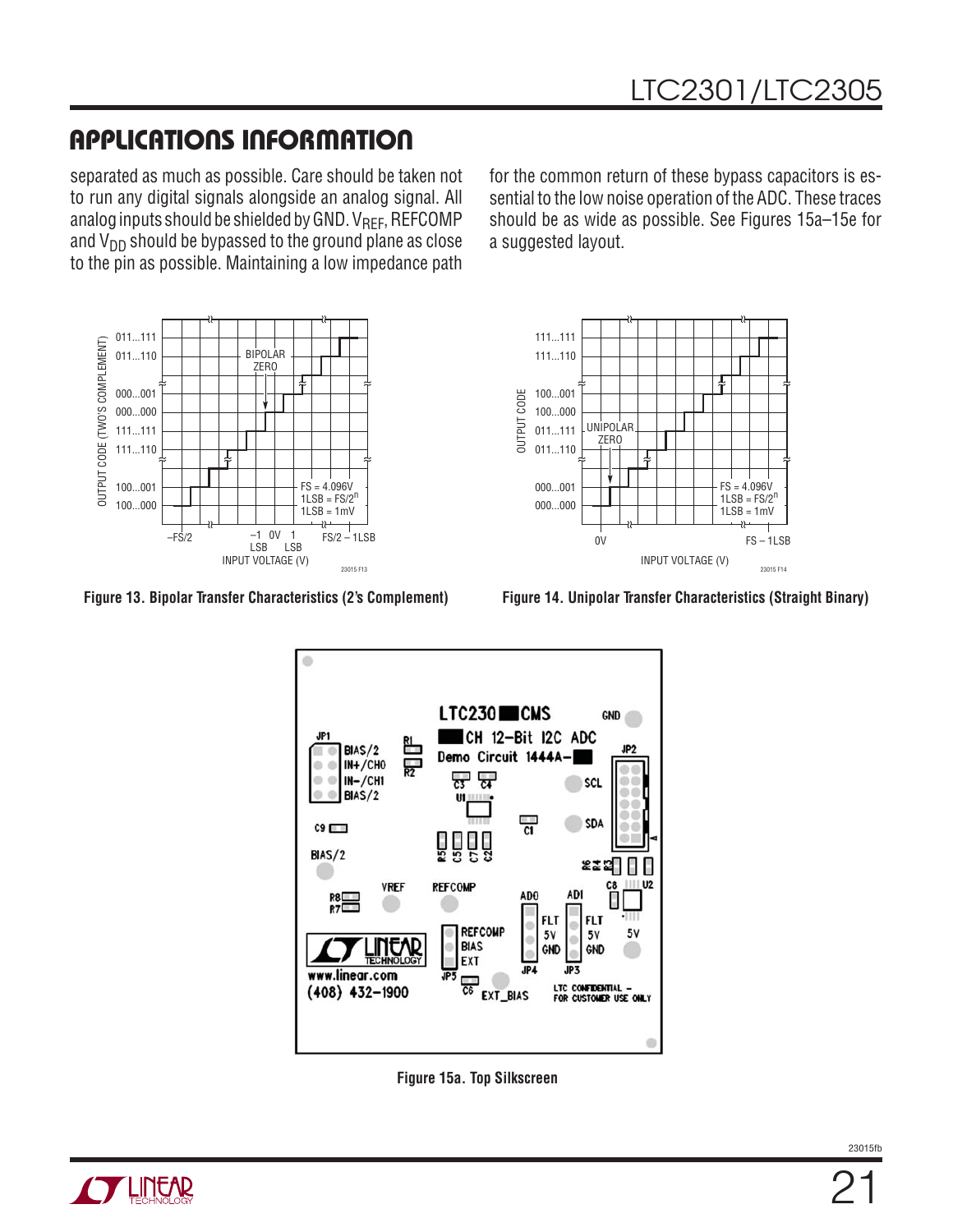## APPLICATIONS INFORMATION

separated as much as possible. Care should be taken not to run any digital signals alongside an analog signal. All analog inputs should be shielded by GND. $V_{REF}$, REFCOMP and $V_{DD}$ should be bypassed to the ground plane as close to the pin as possible. Maintaining a low impedance path for the common return of these bypass capacitors is essential to the low noise operation of the ADC. These traces should be as wide as possible. See Figures 15a–15e for a suggested layout.

Figure 13. Bipolar Transfer Characteristics (2's Complement)

Figure 14. Unipolar Transfer Characteristics (Straight Binary)

Figure 15a. Top Silkscreen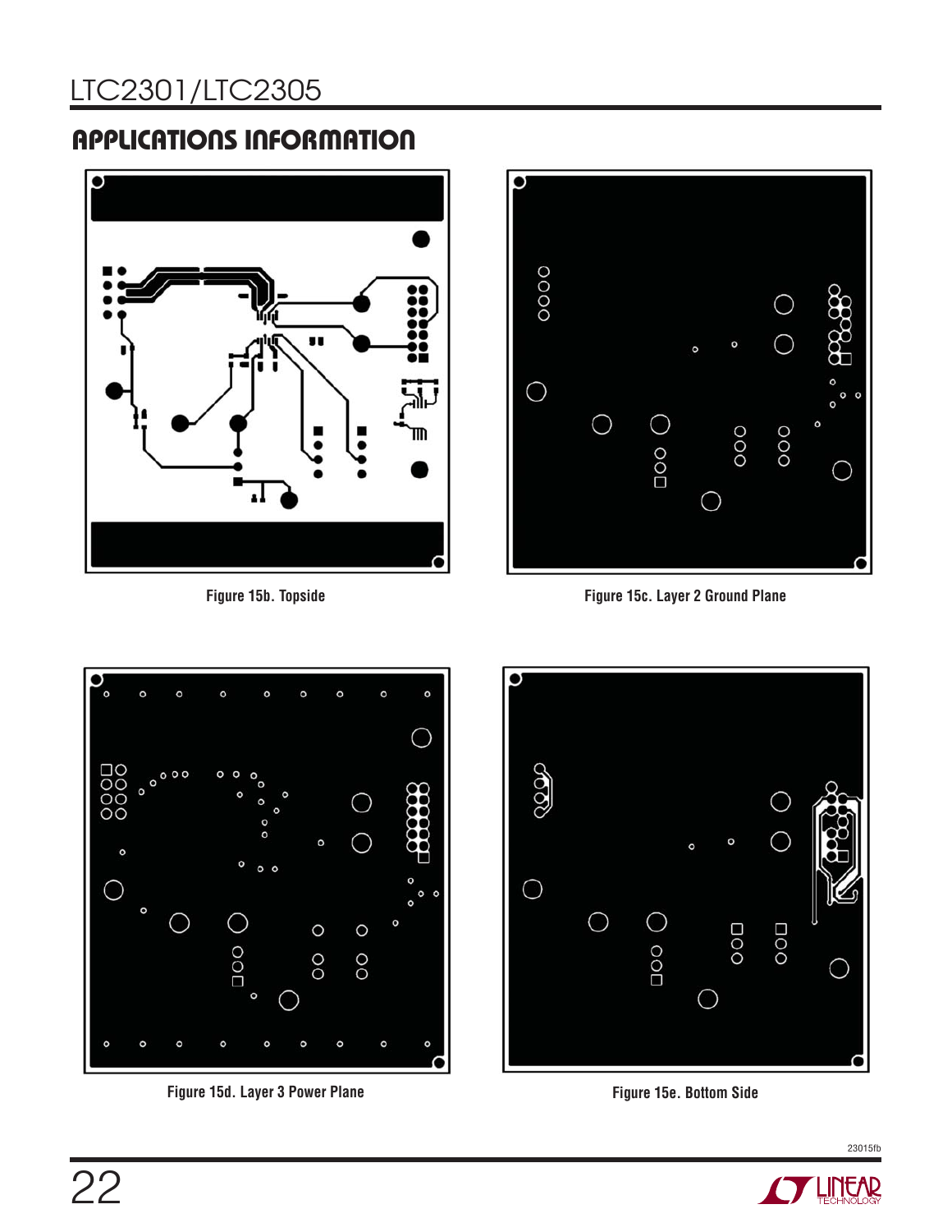## APPLICATIONS INFORMATION

Figure 15b. Topside

Figure 15c. Layer 2 Ground Plane

Figure 15d. Layer 3 Power Plane

Figure 15e. Bottom Side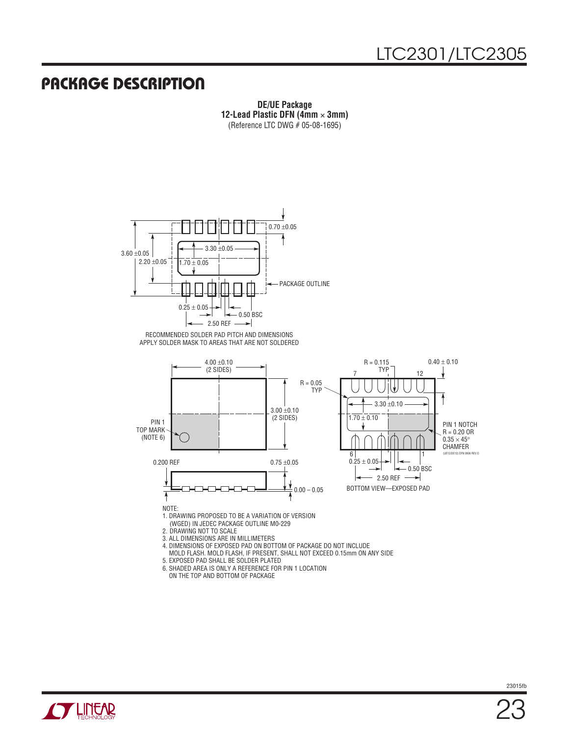## PACKAGE DESCRIPTION

**DE/UE Package**
**12-Lead Plastic DFN (4mm × 3mm)**
(Reference LTC DWG # 05-08-1695)

0.70 ±0.05

3.60 ±0.05

2.20 ±0.05

3.30 ±0.05

1.70 ± 0.05

PACKAGE OUTLINE

0.25 ± 0.05

0.50 BSC

2.50 REF

RECOMMENDED SOLDER PAD PITCH AND DIMENSIONS
APPLY SOLDER MASK TO AREAS THAT ARE NOT SOLDERED

4.00 ±0.10
(2 SIDES)

R = 0.05
TYP

3.00 ±0.10
(2 SIDES)

PIN 1
TOP MARK
(NOTE 6)

0.200 REF

0.75 ±0.05

0.00 – 0.05

R = 0.115
TYP

0.40 ± 0.10

7

12

3.30 ±0.10

1.70 ± 0.10

PIN 1 NOTCH
R = 0.20 OR
0.35 × 45°
CHAMFER

(UE12/DE12) DFN 0806 REV D

6

1

0.25 ± 0.05

0.50 BSC

2.50 REF

BOTTOM VIEW—EXPOSED PAD

NOTE:
1. DRAWING PROPOSED TO BE A VARIATION OF VERSION (WGED) IN JEDEC PACKAGE OUTLINE M0-229
2. DRAWING NOT TO SCALE
3. ALL DIMENSIONS ARE IN MILLIMETERS
4. DIMENSIONS OF EXPOSED PAD ON BOTTOM OF PACKAGE DO NOT INCLUDE MOLD FLASH. MOLD FLASH, IF PRESENT, SHALL NOT EXCEED 0.15mm ON ANY SIDE
5. EXPOSED PAD SHALL BE SOLDER PLATED
6. SHADED AREA IS ONLY A REFERENCE FOR PIN 1 LOCATION ON THE TOP AND BOTTOM OF PACKAGE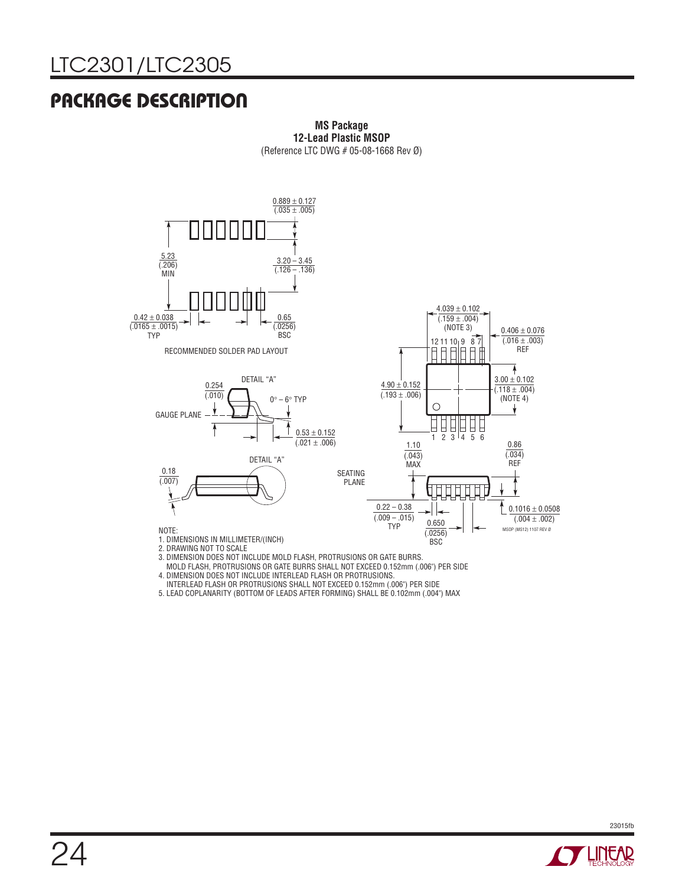## PACKAGE DESCRIPTION

**MS Package**
**12-Lead Plastic MSOP**
(Reference LTC DWG # 05-08-1668 Rev Ø)

RECOMMENDED SOLDER PAD LAYOUT

0.889 ± 0.127 (.035 ± .005)

5.23 (.206) MIN

3.20 – 3.45 (.126 – .136)

0.42 ± 0.038 (.0165 ± .0015) TYP

0.65 (.0256) BSC

4.039 ± 0.102 (.159 ± .004) (NOTE 3)

0.406 ± 0.076 (.016 ± .003) REF

12 11 10 9 8 7

4.90 ± 0.152 (.193 ± .006)

3.00 ± 0.102 (.118 ± .004) (NOTE 4)

1 2 3 4 5 6

DETAIL "A"

0.254 (.010)

0° – 6° TYP

GAUGE PLANE

0.53 ± 0.152 (.021 ± .006)

DETAIL "A"

0.18 (.007)

1.10 (.043) MAX

0.86 (.034) REF

SEATING PLANE

0.22 – 0.38 (.009 – .015) TYP

0.650 (.0256) BSC

0.1016 ± 0.0508 (.004 ± .002)

MSOP (MS12) 1107 REV Ø

NOTE:
1. DIMENSIONS IN MILLIMETER/(INCH)
2. DRAWING NOT TO SCALE
3. DIMENSION DOES NOT INCLUDE MOLD FLASH, PROTRUSIONS OR GATE BURRS. MOLD FLASH, PROTRUSIONS OR GATE BURRS SHALL NOT EXCEED 0.152mm (.006") PER SIDE
4. DIMENSION DOES NOT INCLUDE INTERLEAD FLASH OR PROTRUSIONS. INTERLEAD FLASH OR PROTRUSIONS SHALL NOT EXCEED 0.152mm (.006") PER SIDE
5. LEAD COPLANARITY (BOTTOM OF LEADS AFTER FORMING) SHALL BE 0.102mm (.004") MAX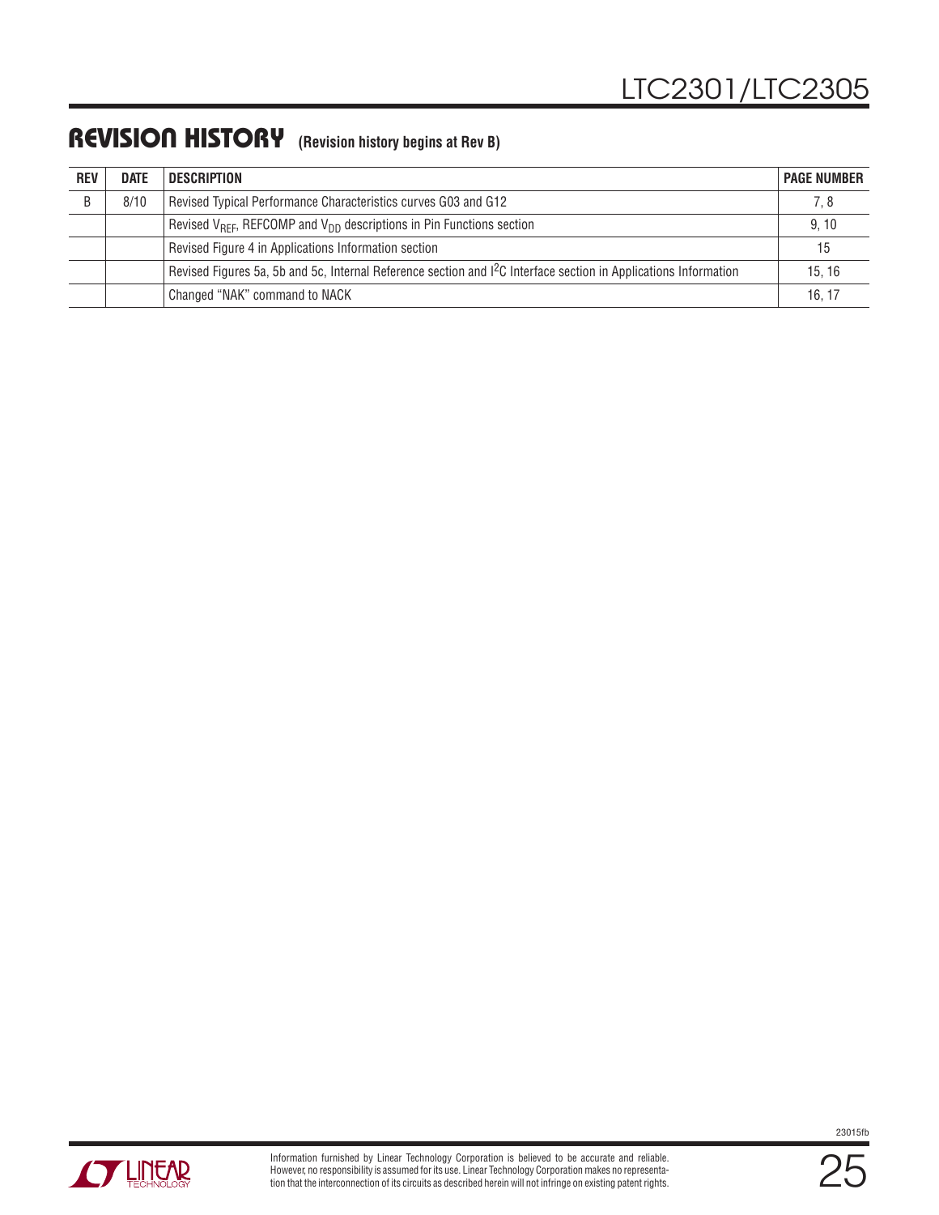## REVISION HISTORY (Revision history begins at Rev B)

| REV | DATE | DESCRIPTION | PAGE NUMBER |
|---|---|---|---|
| B | 8/10 | Revised Typical Performance Characteristics curves G03 and G12 | 7, 8 |
| | | Revised $V_{REF}$, REFCOMP and $V_{DD}$ descriptions in Pin Functions section | 9, 10 |
| | | Revised Figure 4 in Applications Information section | 15 |
| | | Revised Figures 5a, 5b and 5c, Internal Reference section and $I^2C$ Interface section in Applications Information | 15, 16 |
| | | Changed "NAK" command to NACK | 16, 17 |

Information furnished by Linear Technology Corporation is believed to be accurate and reliable. However, no responsibility is assumed for its use. Linear Technology Corporation makes no representation that the interconnection of its circuits as described herein will not infringe on existing patent rights.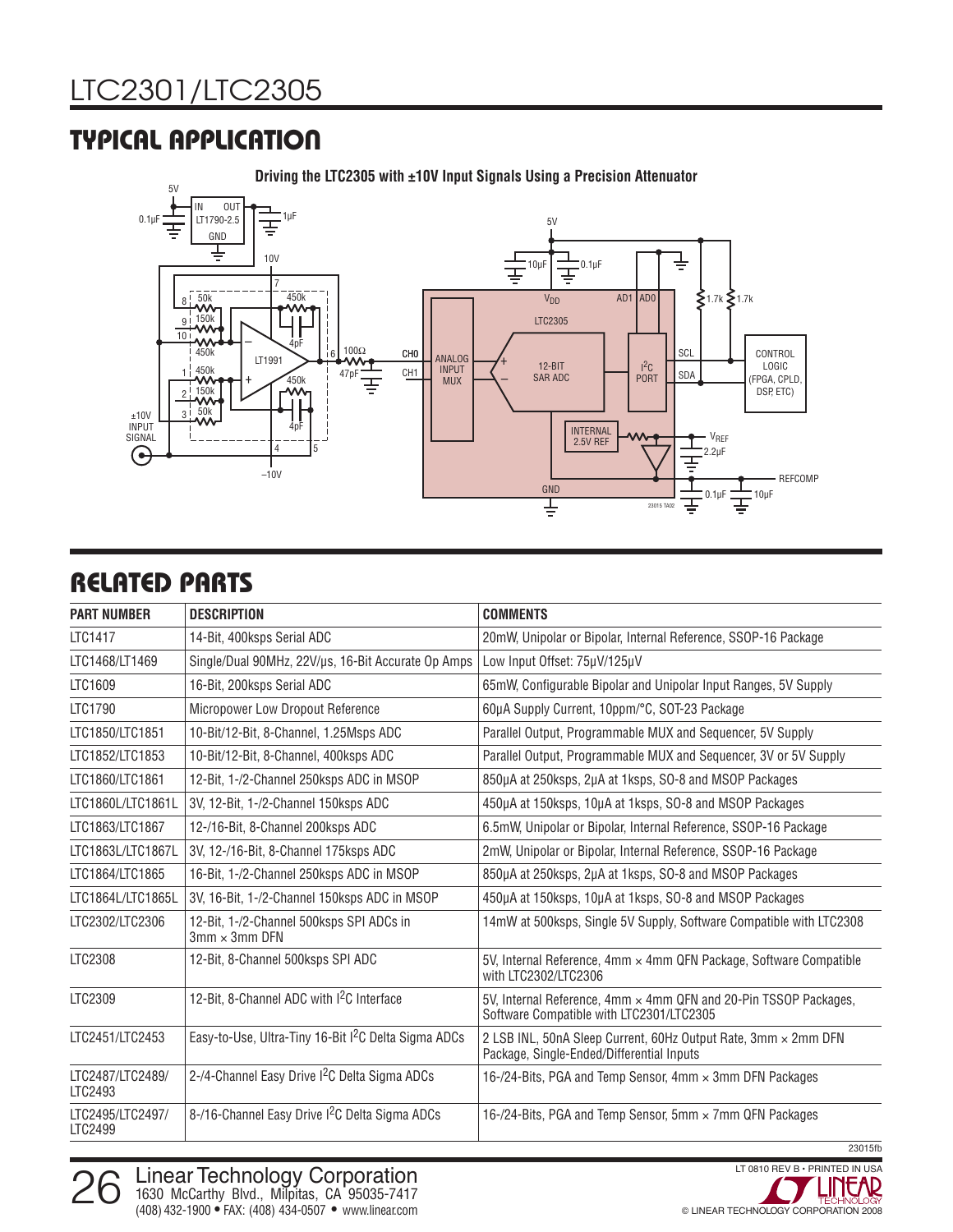## TYPICAL APPLICATION

**Driving the LTC2305 with ±10V Input Signals Using a Precision Attenuator**

5V
0.1µF
IN OUT
LT1790-2.5
GND
1µF
10V
7
8 50k 450k
9 150k
10 450k
4pF
LT1991
6 100Ω
47pF
1 450k
2 150k
3 50k
450k
4pF
±10V INPUT SIGNAL
4 5
–10V
5V
10µF 0.1µF
$V_{DD}$
AD1 AD0
LTC2305
CH0
CH1
ANALOG INPUT MUX
12-BIT SAR ADC
$I^2C$ PORT
SCL
SDA
1.7k 1.7k
CONTROL LOGIC (FPGA, CPLD, DSP, ETC)
INTERNAL 2.5V REF
$V_{REF}$
2.2µF
REFCOMP
GND
0.1µF 10µF
23015 TA02

## RELATED PARTS

| PART NUMBER | DESCRIPTION | COMMENTS |
|---|---|---|
| LTC1417 | 14-Bit, 400ksps Serial ADC | 20mW, Unipolar or Bipolar, Internal Reference, SSOP-16 Package |
| LTC1468/LT1469 | Single/Dual 90MHz, 22V/µs, 16-Bit Accurate Op Amps | Low Input Offset: 75µV/125µV |
| LTC1609 | 16-Bit, 200ksps Serial ADC | 65mW, Configurable Bipolar and Unipolar Input Ranges, 5V Supply |
| LTC1790 | Micropower Low Dropout Reference | 60µA Supply Current, 10ppm/°C, SOT-23 Package |
| LTC1850/LTC1851 | 10-Bit/12-Bit, 8-Channel, 1.25Msps ADC | Parallel Output, Programmable MUX and Sequencer, 5V Supply |
| LTC1852/LTC1853 | 10-Bit/12-Bit, 8-Channel, 400ksps ADC | Parallel Output, Programmable MUX and Sequencer, 3V or 5V Supply |
| LTC1860/LTC1861 | 12-Bit, 1-/2-Channel 250ksps ADC in MSOP | 850µA at 250ksps, 2µA at 1ksps, SO-8 and MSOP Packages |
| LTC1860L/LTC1861L | 3V, 12-Bit, 1-/2-Channel 150ksps ADC | 450µA at 150ksps, 10µA at 1ksps, SO-8 and MSOP Packages |
| LTC1863/LTC1867 | 12-/16-Bit, 8-Channel 200ksps ADC | 6.5mW, Unipolar or Bipolar, Internal Reference, SSOP-16 Package |
| LTC1863L/LTC1867L | 3V, 12-/16-Bit, 8-Channel 175ksps ADC | 2mW, Unipolar or Bipolar, Internal Reference, SSOP-16 Package |
| LTC1864/LTC1865 | 16-Bit, 1-/2-Channel 250ksps ADC in MSOP | 850µA at 250ksps, 2µA at 1ksps, SO-8 and MSOP Packages |
| LTC1864L/LTC1865L | 3V, 16-Bit, 1-/2-Channel 150ksps ADC in MSOP | 450µA at 150ksps, 10µA at 1ksps, SO-8 and MSOP Packages |
| LTC2302/LTC2306 | 12-Bit, 1-/2-Channel 500ksps SPI ADCs in 3mm × 3mm DFN | 14mW at 500ksps, Single 5V Supply, Software Compatible with LTC2308 |
| LTC2308 | 12-Bit, 8-Channel 500ksps SPI ADC | 5V, Internal Reference, 4mm × 4mm QFN Package, Software Compatible with LTC2302/LTC2306 |
| LTC2309 | 12-Bit, 8-Channel ADC with $I^2C$ Interface | 5V, Internal Reference, 4mm × 4mm QFN and 20-Pin TSSOP Packages, Software Compatible with LTC2301/LTC2305 |
| LTC2451/LTC2453 | Easy-to-Use, Ultra-Tiny 16-Bit $I^2C$ Delta Sigma ADCs | 2 LSB INL, 50nA Sleep Current, 60Hz Output Rate, 3mm × 2mm DFN Package, Single-Ended/Differential Inputs |
| LTC2487/LTC2489/ LTC2493 | 2-/4-Channel Easy Drive $I^2C$ Delta Sigma ADCs | 16-/24-Bits, PGA and Temp Sensor, 4mm × 3mm DFN Packages |
| LTC2495/LTC2497/ LTC2499 | 8-/16-Channel Easy Drive $I^2C$ Delta Sigma ADCs | 16-/24-Bits, PGA and Temp Sensor, 5mm × 7mm QFN Packages |

Linear Technology Corporation
1630 McCarthy Blvd., Milpitas, CA 95035-7417
(408) 432-1900 • FAX: (408) 434-0507 • www.linear.com

LT 0810 REV B • PRINTED IN USA
© LINEAR TECHNOLOGY CORPORATION 2008